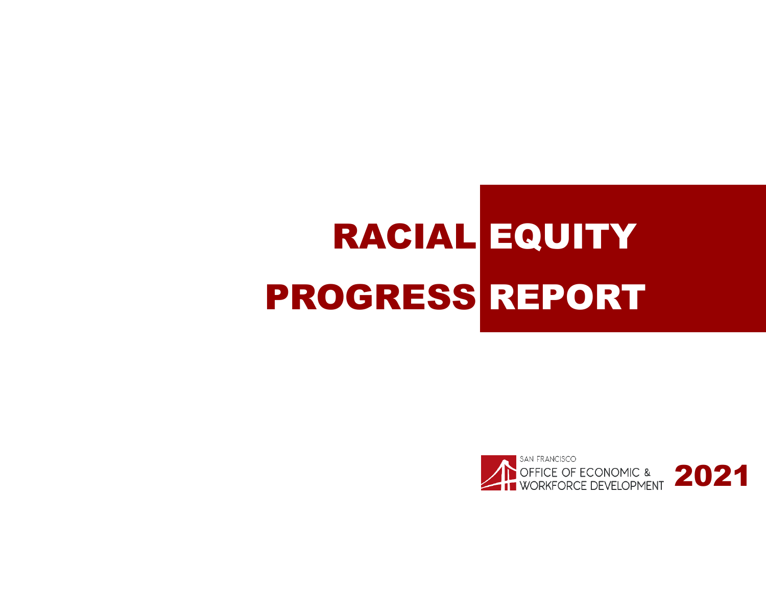# RACIAL EQUITY PROGRESS REPORT

SAN FRANCISCO
OFFICE OF ECONOMIC & WORKFORCE DEVELOPMENT

2021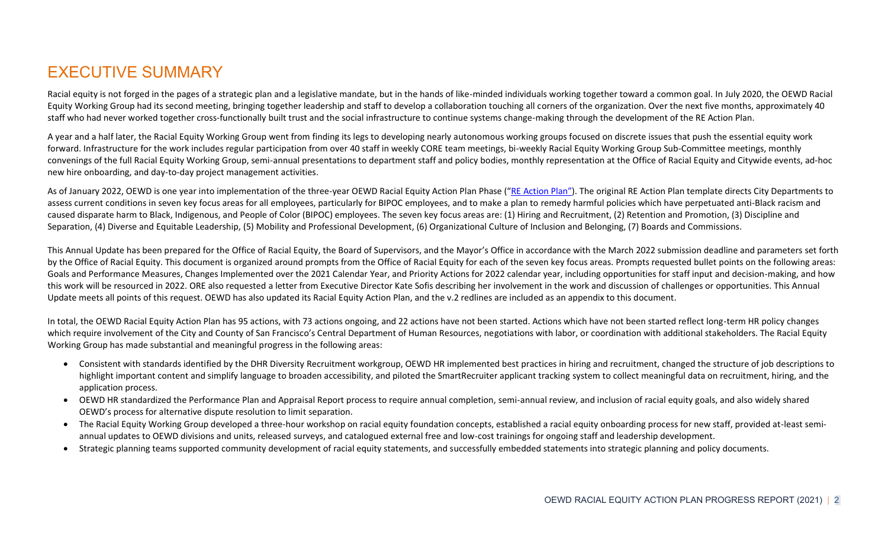# EXECUTIVE SUMMARY

Racial equity is not forged in the pages of a strategic plan and a legislative mandate, but in the hands of like-minded individuals working together toward a common goal. In July 2020, the OEWD Racial Equity Working Group had its second meeting, bringing together leadership and staff to develop a collaboration touching all corners of the organization. Over the next five months, approximately 40 staff who had never worked together cross-functionally built trust and the social infrastructure to continue systems change-making through the development of the RE Action Plan.

A year and a half later, the Racial Equity Working Group went from finding its legs to developing nearly autonomous working groups focused on discrete issues that push the essential equity work forward. Infrastructure for the work includes regular participation from over 40 staff in weekly CORE team meetings, bi-weekly Racial Equity Working Group Sub-Committee meetings, monthly convenings of the full Racial Equity Working Group, semi-annual presentations to department staff and policy bodies, monthly representation at the Office of Racial Equity and Citywide events, ad-hoc new hire onboarding, and day-to-day project management activities.

As of January 2022, OEWD is one year into implementation of the three-year OEWD Racial Equity Action Plan Phase ("RE Action Plan"). The original RE Action Plan template directs City Departments to assess current conditions in seven key focus areas for all employees, particularly for BIPOC employees, and to make a plan to remedy harmful policies which have perpetuated anti-Black racism and caused disparate harm to Black, Indigenous, and People of Color (BIPOC) employees. The seven key focus areas are: (1) Hiring and Recruitment, (2) Retention and Promotion, (3) Discipline and Separation, (4) Diverse and Equitable Leadership, (5) Mobility and Professional Development, (6) Organizational Culture of Inclusion and Belonging, (7) Boards and Commissions.

This Annual Update has been prepared for the Office of Racial Equity, the Board of Supervisors, and the Mayor's Office in accordance with the March 2022 submission deadline and parameters set forth by the Office of Racial Equity. This document is organized around prompts from the Office of Racial Equity for each of the seven key focus areas. Prompts requested bullet points on the following areas: Goals and Performance Measures, Changes Implemented over the 2021 Calendar Year, and Priority Actions for 2022 calendar year, including opportunities for staff input and decision-making, and how this work will be resourced in 2022. ORE also requested a letter from Executive Director Kate Sofis describing her involvement in the work and discussion of challenges or opportunities. This Annual Update meets all points of this request. OEWD has also updated its Racial Equity Action Plan, and the v.2 redlines are included as an appendix to this document.

In total, the OEWD Racial Equity Action Plan has 95 actions, with 73 actions ongoing, and 22 actions have not been started. Actions which have not been started reflect long-term HR policy changes which require involvement of the City and County of San Francisco's Central Department of Human Resources, negotiations with labor, or coordination with additional stakeholders. The Racial Equity Working Group has made substantial and meaningful progress in the following areas:

- Consistent with standards identified by the DHR Diversity Recruitment workgroup, OEWD HR implemented best practices in hiring and recruitment, changed the structure of job descriptions to highlight important content and simplify language to broaden accessibility, and piloted the SmartRecruiter applicant tracking system to collect meaningful data on recruitment, hiring, and the application process.
- OEWD HR standardized the Performance Plan and Appraisal Report process to require annual completion, semi-annual review, and inclusion of racial equity goals, and also widely shared OEWD's process for alternative dispute resolution to limit separation.
- The Racial Equity Working Group developed a three-hour workshop on racial equity foundation concepts, established a racial equity onboarding process for new staff, provided at-least semi-annual updates to OEWD divisions and units, released surveys, and catalogued external free and low-cost trainings for ongoing staff and leadership development.
- Strategic planning teams supported community development of racial equity statements, and successfully embedded statements into strategic planning and policy documents.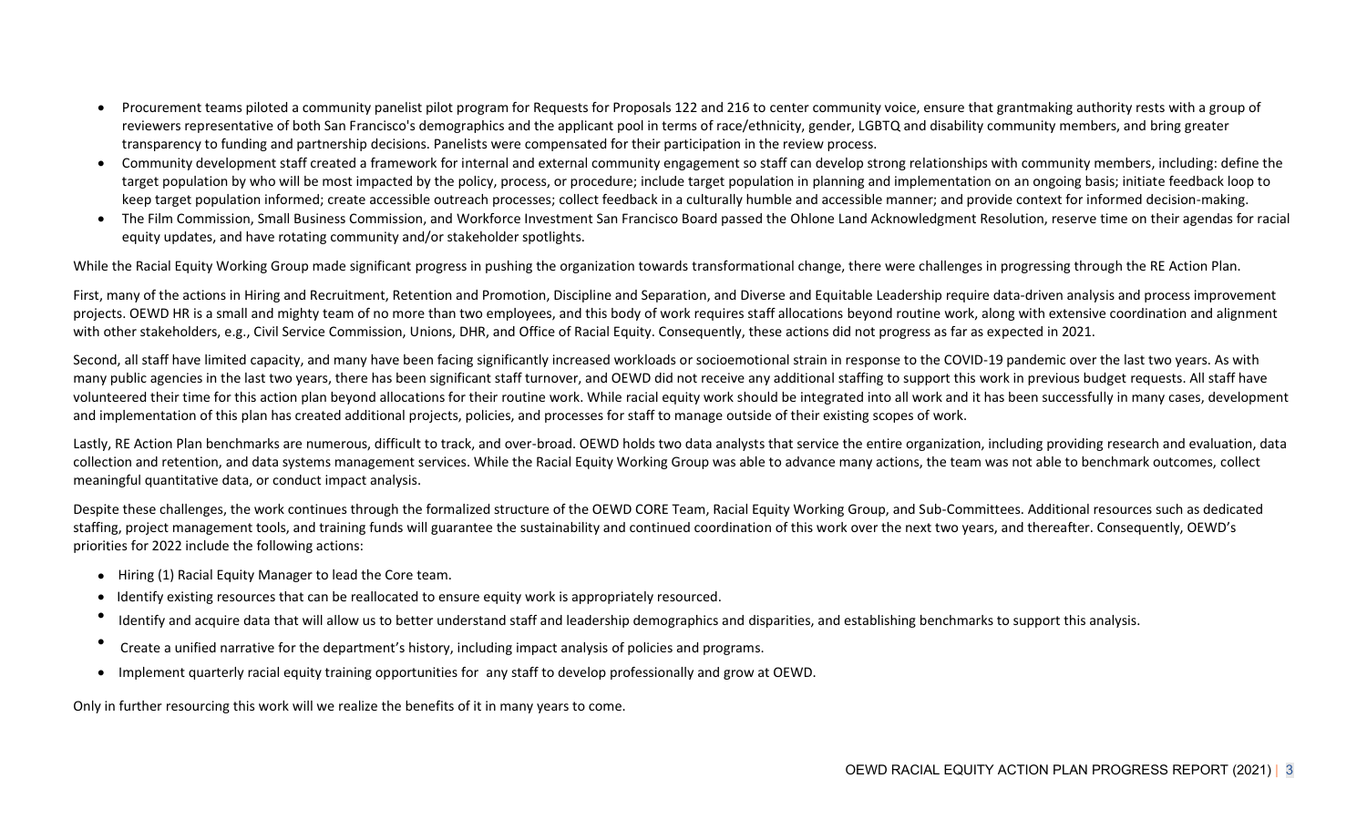- Procurement teams piloted a community panelist pilot program for Requests for Proposals 122 and 216 to center community voice, ensure that grantmaking authority rests with a group of reviewers representative of both San Francisco's demographics and the applicant pool in terms of race/ethnicity, gender, LGBTQ and disability community members, and bring greater transparency to funding and partnership decisions. Panelists were compensated for their participation in the review process.
- Community development staff created a framework for internal and external community engagement so staff can develop strong relationships with community members, including: define the target population by who will be most impacted by the policy, process, or procedure; include target population in planning and implementation on an ongoing basis; initiate feedback loop to keep target population informed; create accessible outreach processes; collect feedback in a culturally humble and accessible manner; and provide context for informed decision-making.
- The Film Commission, Small Business Commission, and Workforce Investment San Francisco Board passed the Ohlone Land Acknowledgment Resolution, reserve time on their agendas for racial equity updates, and have rotating community and/or stakeholder spotlights.

While the Racial Equity Working Group made significant progress in pushing the organization towards transformational change, there were challenges in progressing through the RE Action Plan.

First, many of the actions in Hiring and Recruitment, Retention and Promotion, Discipline and Separation, and Diverse and Equitable Leadership require data-driven analysis and process improvement projects. OEWD HR is a small and mighty team of no more than two employees, and this body of work requires staff allocations beyond routine work, along with extensive coordination and alignment with other stakeholders, e.g., Civil Service Commission, Unions, DHR, and Office of Racial Equity. Consequently, these actions did not progress as far as expected in 2021.

Second, all staff have limited capacity, and many have been facing significantly increased workloads or socioemotional strain in response to the COVID-19 pandemic over the last two years. As with many public agencies in the last two years, there has been significant staff turnover, and OEWD did not receive any additional staffing to support this work in previous budget requests. All staff have volunteered their time for this action plan beyond allocations for their routine work. While racial equity work should be integrated into all work and it has been successfully in many cases, development and implementation of this plan has created additional projects, policies, and processes for staff to manage outside of their existing scopes of work.

Lastly, RE Action Plan benchmarks are numerous, difficult to track, and over-broad. OEWD holds two data analysts that service the entire organization, including providing research and evaluation, data collection and retention, and data systems management services. While the Racial Equity Working Group was able to advance many actions, the team was not able to benchmark outcomes, collect meaningful quantitative data, or conduct impact analysis.

Despite these challenges, the work continues through the formalized structure of the OEWD CORE Team, Racial Equity Working Group, and Sub-Committees. Additional resources such as dedicated staffing, project management tools, and training funds will guarantee the sustainability and continued coordination of this work over the next two years, and thereafter. Consequently, OEWD's priorities for 2022 include the following actions:

- Hiring (1) Racial Equity Manager to lead the Core team.
- Identify existing resources that can be reallocated to ensure equity work is appropriately resourced.
- Identify and acquire data that will allow us to better understand staff and leadership demographics and disparities, and establishing benchmarks to support this analysis.
- Create a unified narrative for the department's history, including impact analysis of policies and programs.
- Implement quarterly racial equity training opportunities for any staff to develop professionally and grow at OEWD.

Only in further resourcing this work will we realize the benefits of it in many years to come.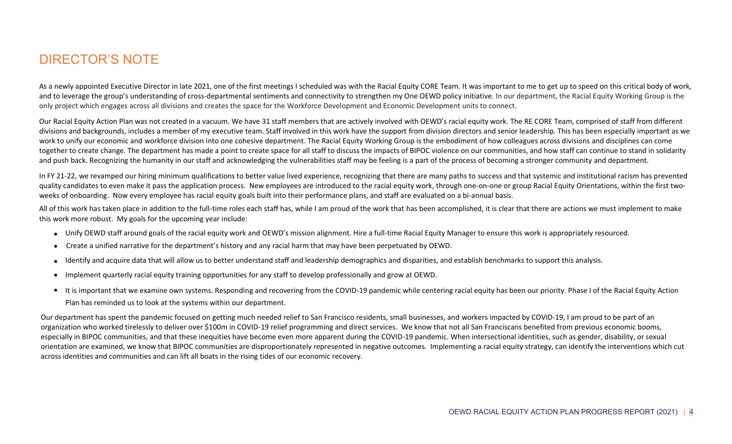# DIRECTOR'S NOTE

As a newly appointed Executive Director in late 2021, one of the first meetings I scheduled was with the Racial Equity CORE Team. It was important to me to get up to speed on this critical body of work, and to leverage the group's understanding of cross-departmental sentiments and connectivity to strengthen my One OEWD policy initiative. In our department, the Racial Equity Working Group is the only project which engages across all divisions and creates the space for the Workforce Development and Economic Development units to connect.

Our Racial Equity Action Plan was not created in a vacuum. We have 31 staff members that are actively involved with OEWD's racial equity work. The RE CORE Team, comprised of staff from different divisions and backgrounds, includes a member of my executive team. Staff involved in this work have the support from division directors and senior leadership. This has been especially important as we work to unify our economic and workforce division into one cohesive department. The Racial Equity Working Group is the embodiment of how colleagues across divisions and disciplines can come together to create change. The department has made a point to create space for all staff to discuss the impacts of BIPOC violence on our communities, and how staff can continue to stand in solidarity and push back. Recognizing the humanity in our staff and acknowledging the vulnerabilities staff may be feeling is a part of the process of becoming a stronger community and department.

In FY 21-22, we revamped our hiring minimum qualifications to better value lived experience, recognizing that there are many paths to success and that systemic and institutional racism has prevented quality candidates to even make it pass the application process. New employees are introduced to the racial equity work, through one-on-one or group Racial Equity Orientations, within the first two-weeks of onboarding. Now every employee has racial equity goals built into their performance plans, and staff are evaluated on a bi-annual basis.

All of this work has taken place in addition to the full-time roles each staff has, while I am proud of the work that has been accomplished, it is clear that there are actions we must implement to make this work more robust. My goals for the upcoming year include:

- Unify OEWD staff around goals of the racial equity work and OEWD's mission alignment. Hire a full-time Racial Equity Manager to ensure this work is appropriately resourced.
- Create a unified narrative for the department's history and any racial harm that may have been perpetuated by OEWD.
- Identify and acquire data that will allow us to better understand staff and leadership demographics and disparities, and establish benchmarks to support this analysis.
- Implement quarterly racial equity training opportunities for any staff to develop professionally and grow at OEWD.
- It is important that we examine own systems. Responding and recovering from the COVID-19 pandemic while centering racial equity has been our priority. Phase I of the Racial Equity Action Plan has reminded us to look at the systems within our department.

Our department has spent the pandemic focused on getting much needed relief to San Francisco residents, small businesses, and workers impacted by COVID-19, I am proud to be part of an organization who worked tirelessly to deliver over $100m in COVID-19 relief programming and direct services. We know that not all San Franciscans benefited from previous economic booms, especially in BIPOC communities, and that these inequities have become even more apparent during the COVID-19 pandemic. When intersectional identities, such as gender, disability, or sexual orientation are examined, we know that BIPOC communities are disproportionately represented in negative outcomes. Implementing a racial equity strategy, can identify the interventions which cut across identities and communities and can lift all boats in the rising tides of our economic recovery.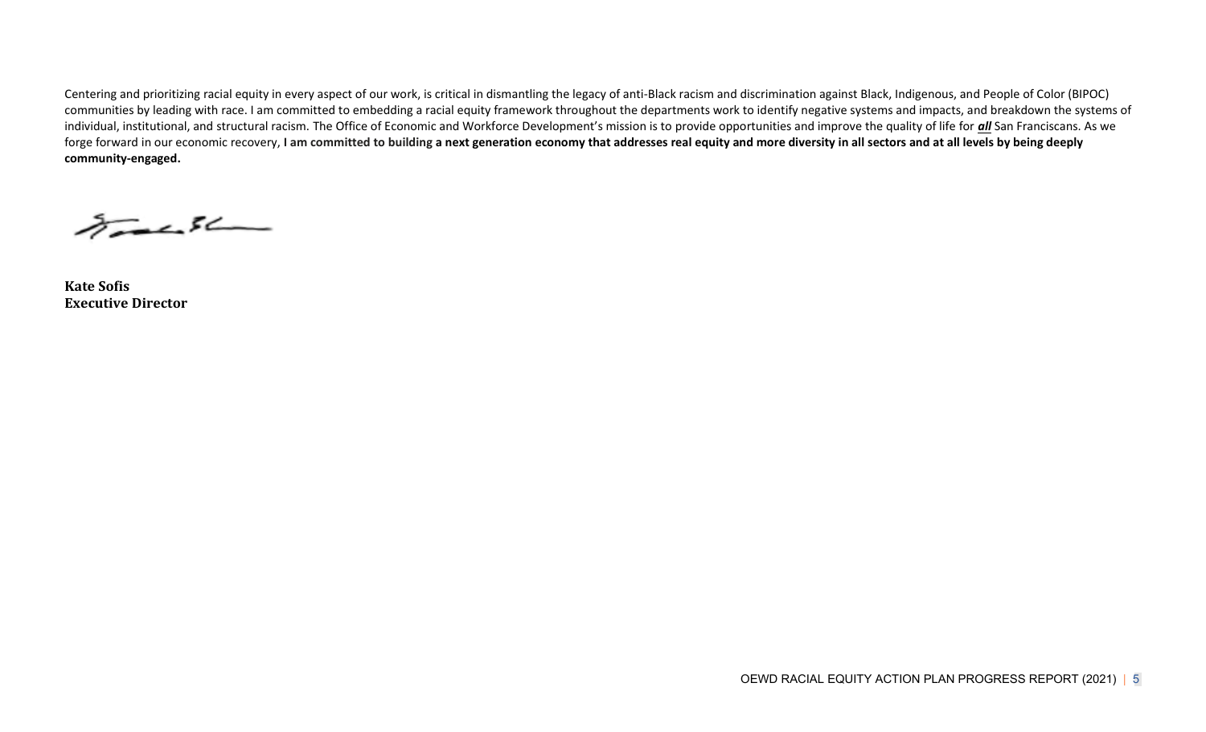Centering and prioritizing racial equity in every aspect of our work, is critical in dismantling the legacy of anti-Black racism and discrimination against Black, Indigenous, and People of Color (BIPOC) communities by leading with race. I am committed to embedding a racial equity framework throughout the departments work to identify negative systems and impacts, and breakdown the systems of individual, institutional, and structural racism. The Office of Economic and Workforce Development's mission is to provide opportunities and improve the quality of life for ***all*** San Franciscans. As we forge forward in our economic recovery, **I am committed to building a next generation economy that addresses real equity and more diversity in all sectors and at all levels by being deeply community-engaged.**

**Kate Sofis**
**Executive Director**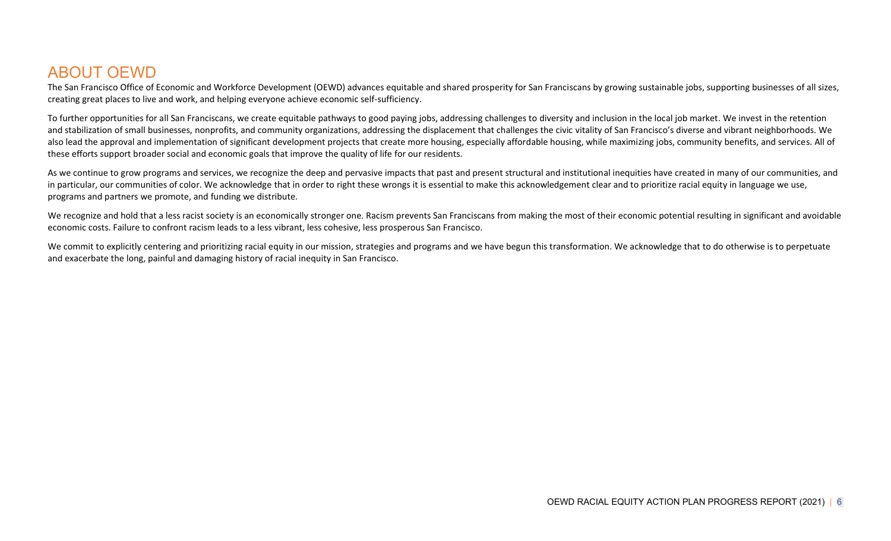# ABOUT OEWD

The San Francisco Office of Economic and Workforce Development (OEWD) advances equitable and shared prosperity for San Franciscans by growing sustainable jobs, supporting businesses of all sizes, creating great places to live and work, and helping everyone achieve economic self-sufficiency.

To further opportunities for all San Franciscans, we create equitable pathways to good paying jobs, addressing challenges to diversity and inclusion in the local job market. We invest in the retention and stabilization of small businesses, nonprofits, and community organizations, addressing the displacement that challenges the civic vitality of San Francisco's diverse and vibrant neighborhoods. We also lead the approval and implementation of significant development projects that create more housing, especially affordable housing, while maximizing jobs, community benefits, and services. All of these efforts support broader social and economic goals that improve the quality of life for our residents.

As we continue to grow programs and services, we recognize the deep and pervasive impacts that past and present structural and institutional inequities have created in many of our communities, and in particular, our communities of color. We acknowledge that in order to right these wrongs it is essential to make this acknowledgement clear and to prioritize racial equity in language we use, programs and partners we promote, and funding we distribute.

We recognize and hold that a less racist society is an economically stronger one. Racism prevents San Franciscans from making the most of their economic potential resulting in significant and avoidable economic costs. Failure to confront racism leads to a less vibrant, less cohesive, less prosperous San Francisco.

We commit to explicitly centering and prioritizing racial equity in our mission, strategies and programs and we have begun this transformation. We acknowledge that to do otherwise is to perpetuate and exacerbate the long, painful and damaging history of racial inequity in San Francisco.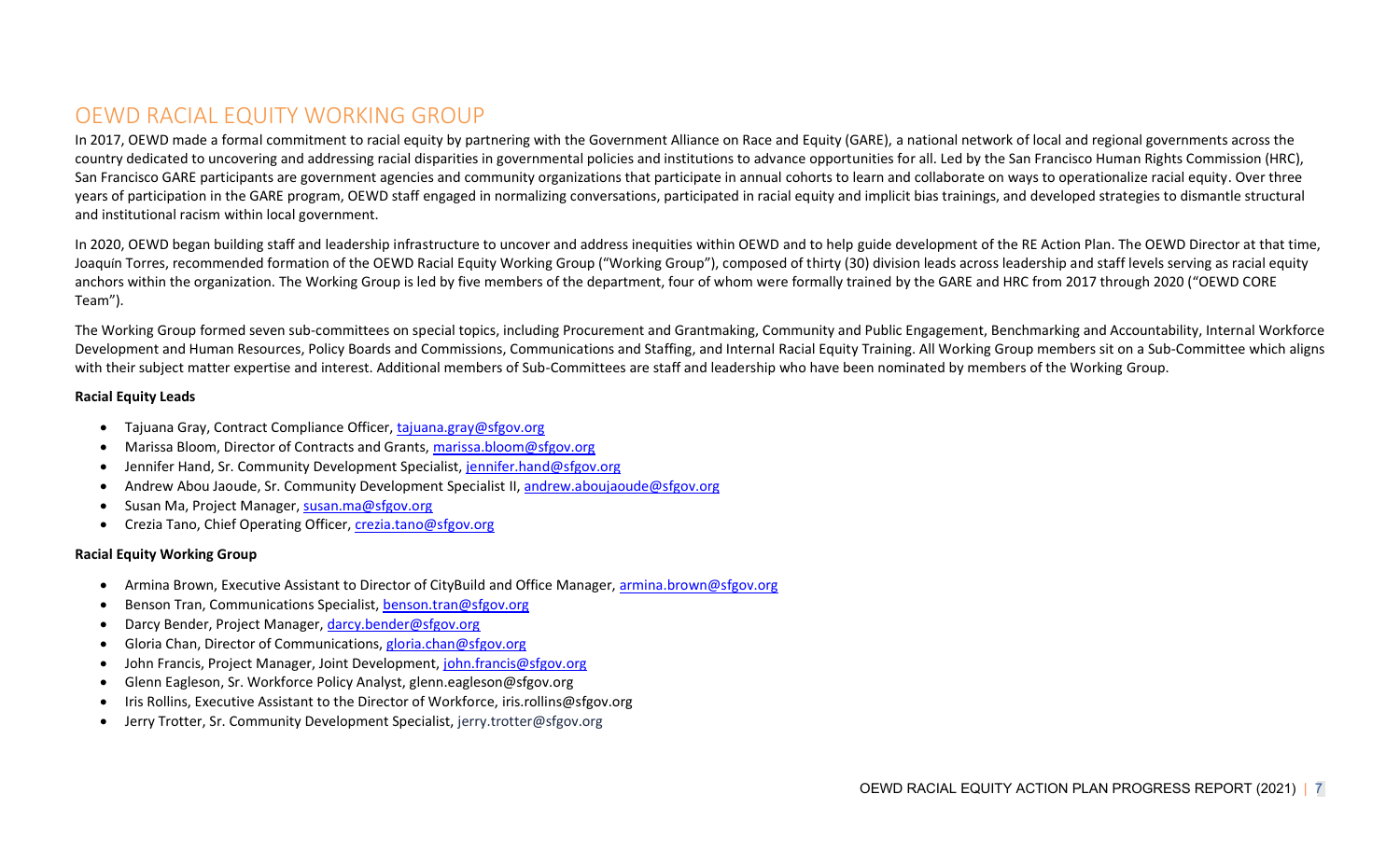# OEWD RACIAL EQUITY WORKING GROUP

In 2017, OEWD made a formal commitment to racial equity by partnering with the Government Alliance on Race and Equity (GARE), a national network of local and regional governments across the country dedicated to uncovering and addressing racial disparities in governmental policies and institutions to advance opportunities for all. Led by the San Francisco Human Rights Commission (HRC), San Francisco GARE participants are government agencies and community organizations that participate in annual cohorts to learn and collaborate on ways to operationalize racial equity. Over three years of participation in the GARE program, OEWD staff engaged in normalizing conversations, participated in racial equity and implicit bias trainings, and developed strategies to dismantle structural and institutional racism within local government.

In 2020, OEWD began building staff and leadership infrastructure to uncover and address inequities within OEWD and to help guide development of the RE Action Plan. The OEWD Director at that time, Joaquín Torres, recommended formation of the OEWD Racial Equity Working Group ("Working Group"), composed of thirty (30) division leads across leadership and staff levels serving as racial equity anchors within the organization. The Working Group is led by five members of the department, four of whom were formally trained by the GARE and HRC from 2017 through 2020 ("OEWD CORE Team").

The Working Group formed seven sub-committees on special topics, including Procurement and Grantmaking, Community and Public Engagement, Benchmarking and Accountability, Internal Workforce Development and Human Resources, Policy Boards and Commissions, Communications and Staffing, and Internal Racial Equity Training. All Working Group members sit on a Sub-Committee which aligns with their subject matter expertise and interest. Additional members of Sub-Committees are staff and leadership who have been nominated by members of the Working Group.

**Racial Equity Leads**

- Tajuana Gray, Contract Compliance Officer, tajuana.gray@sfgov.org
- Marissa Bloom, Director of Contracts and Grants, marissa.bloom@sfgov.org
- Jennifer Hand, Sr. Community Development Specialist, jennifer.hand@sfgov.org
- Andrew Abou Jaoude, Sr. Community Development Specialist II, andrew.aboujaoude@sfgov.org
- Susan Ma, Project Manager, susan.ma@sfgov.org
- Crezia Tano, Chief Operating Officer, crezia.tano@sfgov.org

**Racial Equity Working Group**

- Armina Brown, Executive Assistant to Director of CityBuild and Office Manager, armina.brown@sfgov.org
- Benson Tran, Communications Specialist, benson.tran@sfgov.org
- Darcy Bender, Project Manager, darcy.bender@sfgov.org
- Gloria Chan, Director of Communications, gloria.chan@sfgov.org
- John Francis, Project Manager, Joint Development, john.francis@sfgov.org
- Glenn Eagleson, Sr. Workforce Policy Analyst, glenn.eagleson@sfgov.org
- Iris Rollins, Executive Assistant to the Director of Workforce, iris.rollins@sfgov.org
- Jerry Trotter, Sr. Community Development Specialist, jerry.trotter@sfgov.org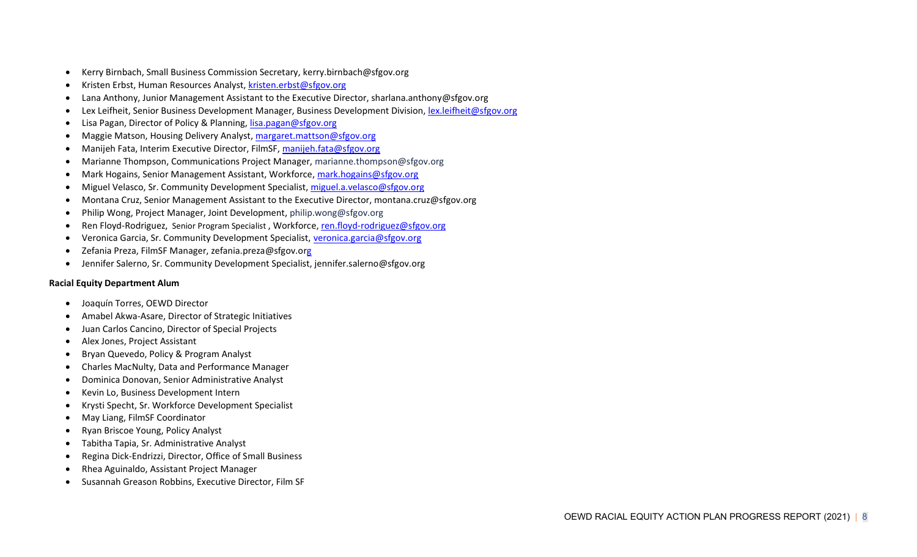- Kerry Birnbach, Small Business Commission Secretary, kerry.birnbach@sfgov.org
- Kristen Erbst, Human Resources Analyst, kristen.erbst@sfgov.org
- Lana Anthony, Junior Management Assistant to the Executive Director, sharlana.anthony@sfgov.org
- Lex Leifheit, Senior Business Development Manager, Business Development Division, lex.leifheit@sfgov.org
- Lisa Pagan, Director of Policy & Planning, lisa.pagan@sfgov.org
- Maggie Matson, Housing Delivery Analyst, margaret.mattson@sfgov.org
- Manijeh Fata, Interim Executive Director, FilmSF, manijeh.fata@sfgov.org
- Marianne Thompson, Communications Project Manager, marianne.thompson@sfgov.org
- Mark Hogains, Senior Management Assistant, Workforce, mark.hogains@sfgov.org
- Miguel Velasco, Sr. Community Development Specialist, miguel.a.velasco@sfgov.org
- Montana Cruz, Senior Management Assistant to the Executive Director, montana.cruz@sfgov.org
- Philip Wong, Project Manager, Joint Development, philip.wong@sfgov.org
- Ren Floyd-Rodriguez, Senior Program Specialist , Workforce, ren.floyd-rodriguez@sfgov.org
- Veronica Garcia, Sr. Community Development Specialist, veronica.garcia@sfgov.org
- Zefania Preza, FilmSF Manager, zefania.preza@sfgov.org
- Jennifer Salerno, Sr. Community Development Specialist, jennifer.salerno@sfgov.org

**Racial Equity Department Alum**

- Joaquín Torres, OEWD Director
- Amabel Akwa-Asare, Director of Strategic Initiatives
- Juan Carlos Cancino, Director of Special Projects
- Alex Jones, Project Assistant
- Bryan Quevedo, Policy & Program Analyst
- Charles MacNulty, Data and Performance Manager
- Dominica Donovan, Senior Administrative Analyst
- Kevin Lo, Business Development Intern
- Krysti Specht, Sr. Workforce Development Specialist
- May Liang, FilmSF Coordinator
- Ryan Briscoe Young, Policy Analyst
- Tabitha Tapia, Sr. Administrative Analyst
- Regina Dick-Endrizzi, Director, Office of Small Business
- Rhea Aguinaldo, Assistant Project Manager
- Susannah Greason Robbins, Executive Director, Film SF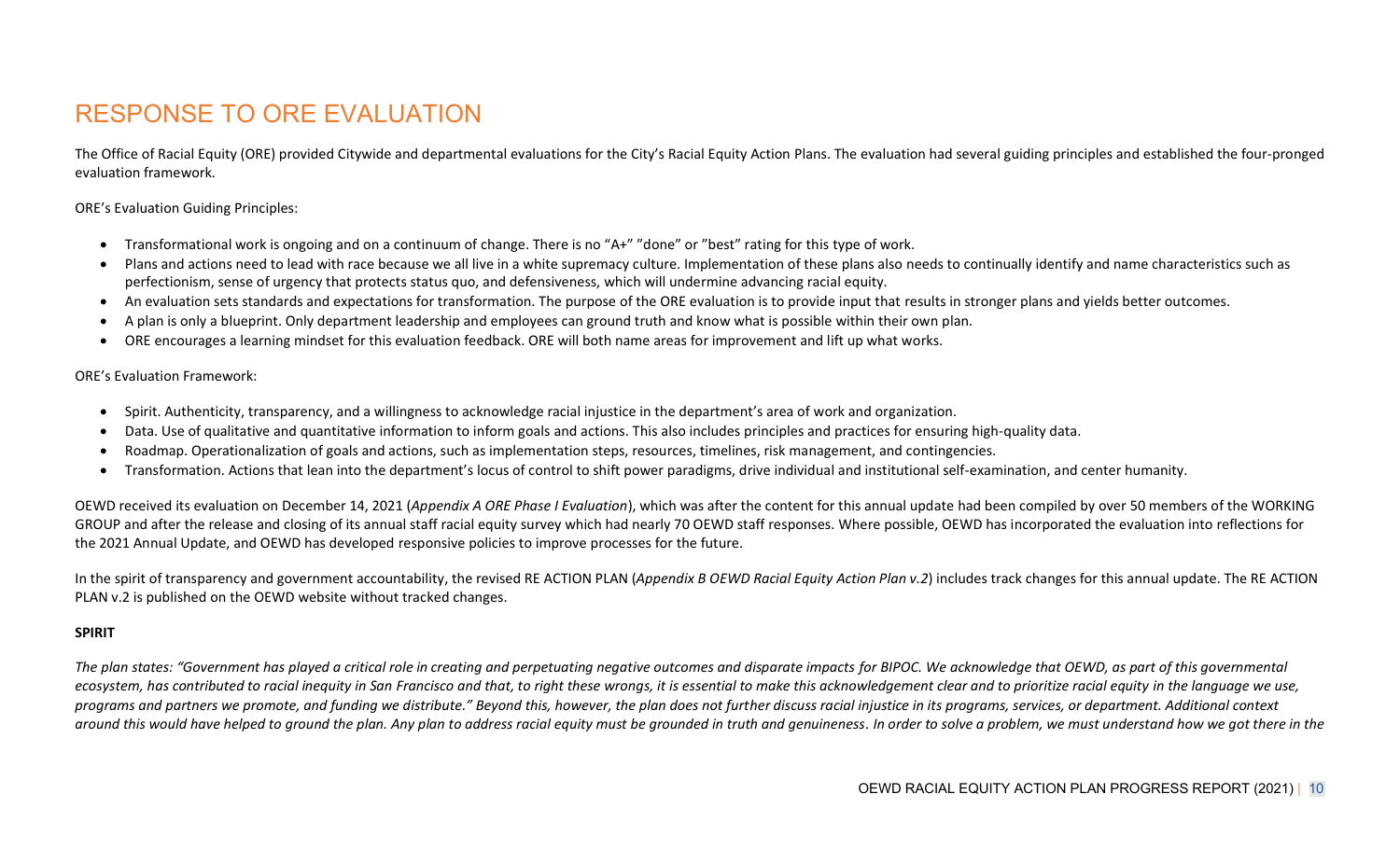# RESPONSE TO ORE EVALUATION

The Office of Racial Equity (ORE) provided Citywide and departmental evaluations for the City's Racial Equity Action Plans. The evaluation had several guiding principles and established the four-pronged evaluation framework.

ORE's Evaluation Guiding Principles:

- Transformational work is ongoing and on a continuum of change. There is no "A+" "done" or "best" rating for this type of work.
- Plans and actions need to lead with race because we all live in a white supremacy culture. Implementation of these plans also needs to continually identify and name characteristics such as perfectionism, sense of urgency that protects status quo, and defensiveness, which will undermine advancing racial equity.
- An evaluation sets standards and expectations for transformation. The purpose of the ORE evaluation is to provide input that results in stronger plans and yields better outcomes.
- A plan is only a blueprint. Only department leadership and employees can ground truth and know what is possible within their own plan.
- ORE encourages a learning mindset for this evaluation feedback. ORE will both name areas for improvement and lift up what works.

ORE's Evaluation Framework:

- Spirit. Authenticity, transparency, and a willingness to acknowledge racial injustice in the department's area of work and organization.
- Data. Use of qualitative and quantitative information to inform goals and actions. This also includes principles and practices for ensuring high-quality data.
- Roadmap. Operationalization of goals and actions, such as implementation steps, resources, timelines, risk management, and contingencies.
- Transformation. Actions that lean into the department's locus of control to shift power paradigms, drive individual and institutional self-examination, and center humanity.

OEWD received its evaluation on December 14, 2021 (*Appendix A ORE Phase I Evaluation*), which was after the content for this annual update had been compiled by over 50 members of the WORKING GROUP and after the release and closing of its annual staff racial equity survey which had nearly 70 OEWD staff responses. Where possible, OEWD has incorporated the evaluation into reflections for the 2021 Annual Update, and OEWD has developed responsive policies to improve processes for the future.

In the spirit of transparency and government accountability, the revised RE ACTION PLAN (*Appendix B OEWD Racial Equity Action Plan v.2*) includes track changes for this annual update. The RE ACTION PLAN v.2 is published on the OEWD website without tracked changes.

**SPIRIT**

*The plan states: "Government has played a critical role in creating and perpetuating negative outcomes and disparate impacts for BIPOC. We acknowledge that OEWD, as part of this governmental ecosystem, has contributed to racial inequity in San Francisco and that, to right these wrongs, it is essential to make this acknowledgement clear and to prioritize racial equity in the language we use, programs and partners we promote, and funding we distribute." Beyond this, however, the plan does not further discuss racial injustice in its programs, services, or department. Additional context around this would have helped to ground the plan. Any plan to address racial equity must be grounded in truth and genuineness. In order to solve a problem, we must understand how we got there in the*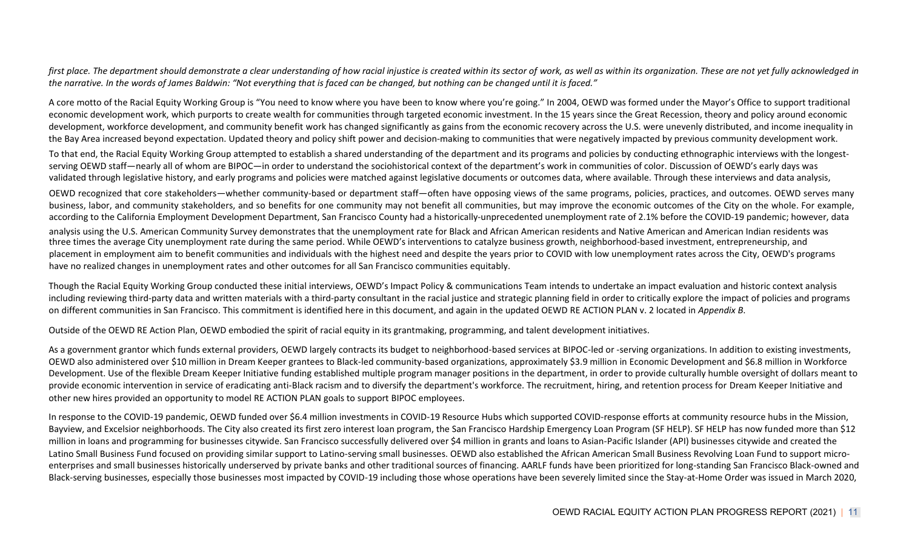*first place. The department should demonstrate a clear understanding of how racial injustice is created within its sector of work, as well as within its organization. These are not yet fully acknowledged in the narrative. In the words of James Baldwin: "Not everything that is faced can be changed, but nothing can be changed until it is faced."*

A core motto of the Racial Equity Working Group is "You need to know where you have been to know where you're going." In 2004, OEWD was formed under the Mayor's Office to support traditional economic development work, which purports to create wealth for communities through targeted economic investment. In the 15 years since the Great Recession, theory and policy around economic development, workforce development, and community benefit work has changed significantly as gains from the economic recovery across the U.S. were unevenly distributed, and income inequality in the Bay Area increased beyond expectation. Updated theory and policy shift power and decision-making to communities that were negatively impacted by previous community development work.

To that end, the Racial Equity Working Group attempted to establish a shared understanding of the department and its programs and policies by conducting ethnographic interviews with the longest-serving OEWD staff—nearly all of whom are BIPOC—in order to understand the sociohistorical context of the department's work in communities of color. Discussion of OEWD's early days was validated through legislative history, and early programs and policies were matched against legislative documents or outcomes data, where available. Through these interviews and data analysis,

OEWD recognized that core stakeholders—whether community-based or department staff—often have opposing views of the same programs, policies, practices, and outcomes. OEWD serves many business, labor, and community stakeholders, and so benefits for one community may not benefit all communities, but may improve the economic outcomes of the City on the whole. For example, according to the California Employment Development Department, San Francisco County had a historically-unprecedented unemployment rate of 2.1% before the COVID-19 pandemic; however, data analysis using the U.S. American Community Survey demonstrates that the unemployment rate for Black and African American residents and Native American and American Indian residents was three times the average City unemployment rate during the same period. While OEWD's interventions to catalyze business growth, neighborhood-based investment, entrepreneurship, and placement in employment aim to benefit communities and individuals with the highest need and despite the years prior to COVID with low unemployment rates across the City, OEWD's programs have no realized changes in unemployment rates and other outcomes for all San Francisco communities equitably.

Though the Racial Equity Working Group conducted these initial interviews, OEWD's Impact Policy & communications Team intends to undertake an impact evaluation and historic context analysis including reviewing third-party data and written materials with a third-party consultant in the racial justice and strategic planning field in order to critically explore the impact of policies and programs on different communities in San Francisco. This commitment is identified here in this document, and again in the updated OEWD RE ACTION PLAN v. 2 located in *Appendix B*.

Outside of the OEWD RE Action Plan, OEWD embodied the spirit of racial equity in its grantmaking, programming, and talent development initiatives.

As a government grantor which funds external providers, OEWD largely contracts its budget to neighborhood-based services at BIPOC-led or -serving organizations. In addition to existing investments, OEWD also administered over $10 million in Dream Keeper grantees to Black-led community-based organizations, approximately $3.9 million in Economic Development and $6.8 million in Workforce Development. Use of the flexible Dream Keeper Initiative funding established multiple program manager positions in the department, in order to provide culturally humble oversight of dollars meant to provide economic intervention in service of eradicating anti-Black racism and to diversify the department's workforce. The recruitment, hiring, and retention process for Dream Keeper Initiative and other new hires provided an opportunity to model RE ACTION PLAN goals to support BIPOC employees.

In response to the COVID-19 pandemic, OEWD funded over $6.4 million investments in COVID-19 Resource Hubs which supported COVID-response efforts at community resource hubs in the Mission, Bayview, and Excelsior neighborhoods. The City also created its first zero interest loan program, the San Francisco Hardship Emergency Loan Program (SF HELP). SF HELP has now funded more than $12 million in loans and programming for businesses citywide. San Francisco successfully delivered over $4 million in grants and loans to Asian-Pacific Islander (API) businesses citywide and created the Latino Small Business Fund focused on providing similar support to Latino-serving small businesses. OEWD also established the African American Small Business Revolving Loan Fund to support micro-enterprises and small businesses historically underserved by private banks and other traditional sources of financing. AARLF funds have been prioritized for long-standing San Francisco Black-owned and Black-serving businesses, especially those businesses most impacted by COVID-19 including those whose operations have been severely limited since the Stay-at-Home Order was issued in March 2020,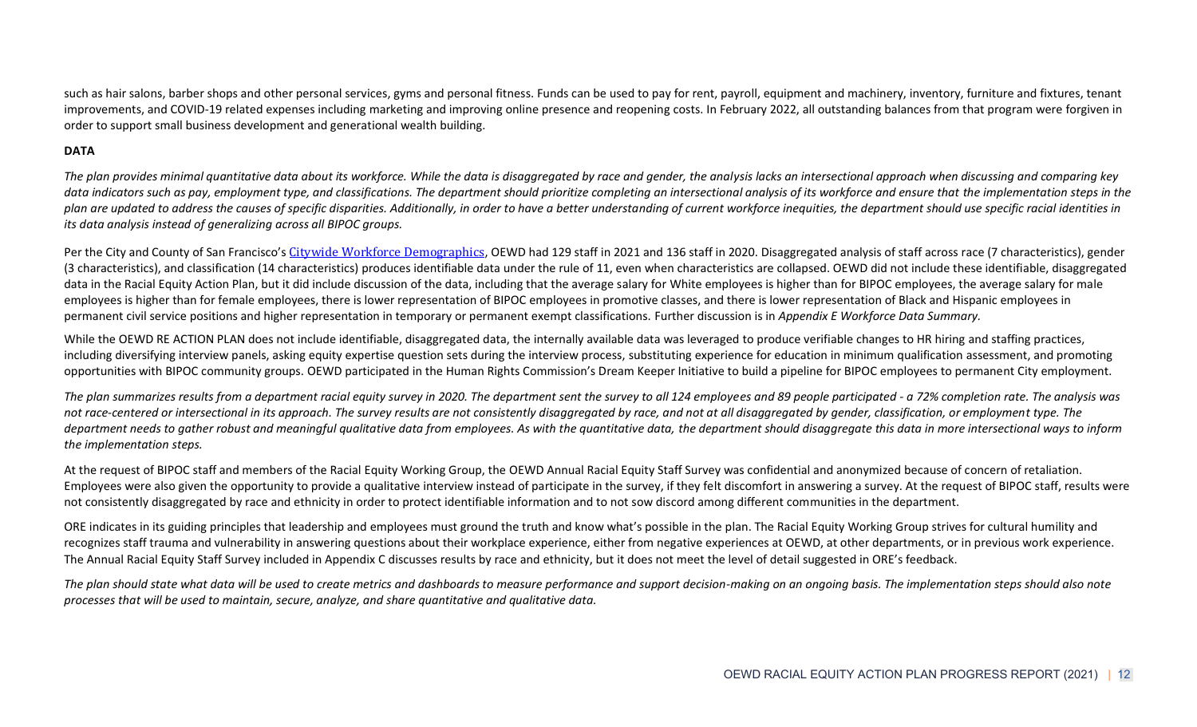such as hair salons, barber shops and other personal services, gyms and personal fitness. Funds can be used to pay for rent, payroll, equipment and machinery, inventory, furniture and fixtures, tenant improvements, and COVID-19 related expenses including marketing and improving online presence and reopening costs. In February 2022, all outstanding balances from that program were forgiven in order to support small business development and generational wealth building.

**DATA**

*The plan provides minimal quantitative data about its workforce. While the data is disaggregated by race and gender, the analysis lacks an intersectional approach when discussing and comparing key data indicators such as pay, employment type, and classifications. The department should prioritize completing an intersectional analysis of its workforce and ensure that the implementation steps in the plan are updated to address the causes of specific disparities. Additionally, in order to have a better understanding of current workforce inequities, the department should use specific racial identities in its data analysis instead of generalizing across all BIPOC groups.*

Per the City and County of San Francisco's [Citywide Workforce Demographics](), OEWD had 129 staff in 2021 and 136 staff in 2020. Disaggregated analysis of staff across race (7 characteristics), gender (3 characteristics), and classification (14 characteristics) produces identifiable data under the rule of 11, even when characteristics are collapsed. OEWD did not include these identifiable, disaggregated data in the Racial Equity Action Plan, but it did include discussion of the data, including that the average salary for White employees is higher than for BIPOC employees, the average salary for male employees is higher than for female employees, there is lower representation of BIPOC employees in promotive classes, and there is lower representation of Black and Hispanic employees in permanent civil service positions and higher representation in temporary or permanent exempt classifications. Further discussion is in *Appendix E Workforce Data Summary.*

While the OEWD RE ACTION PLAN does not include identifiable, disaggregated data, the internally available data was leveraged to produce verifiable changes to HR hiring and staffing practices, including diversifying interview panels, asking equity expertise question sets during the interview process, substituting experience for education in minimum qualification assessment, and promoting opportunities with BIPOC community groups. OEWD participated in the Human Rights Commission's Dream Keeper Initiative to build a pipeline for BIPOC employees to permanent City employment.

*The plan summarizes results from a department racial equity survey in 2020. The department sent the survey to all 124 employees and 89 people participated - a 72% completion rate. The analysis was not race-centered or intersectional in its approach. The survey results are not consistently disaggregated by race, and not at all disaggregated by gender, classification, or employment type. The department needs to gather robust and meaningful qualitative data from employees. As with the quantitative data, the department should disaggregate this data in more intersectional ways to inform the implementation steps.*

At the request of BIPOC staff and members of the Racial Equity Working Group, the OEWD Annual Racial Equity Staff Survey was confidential and anonymized because of concern of retaliation. Employees were also given the opportunity to provide a qualitative interview instead of participate in the survey, if they felt discomfort in answering a survey. At the request of BIPOC staff, results were not consistently disaggregated by race and ethnicity in order to protect identifiable information and to not sow discord among different communities in the department.

ORE indicates in its guiding principles that leadership and employees must ground the truth and know what's possible in the plan. The Racial Equity Working Group strives for cultural humility and recognizes staff trauma and vulnerability in answering questions about their workplace experience, either from negative experiences at OEWD, at other departments, or in previous work experience. The Annual Racial Equity Staff Survey included in Appendix C discusses results by race and ethnicity, but it does not meet the level of detail suggested in ORE's feedback.

*The plan should state what data will be used to create metrics and dashboards to measure performance and support decision-making on an ongoing basis. The implementation steps should also note processes that will be used to maintain, secure, analyze, and share quantitative and qualitative data.*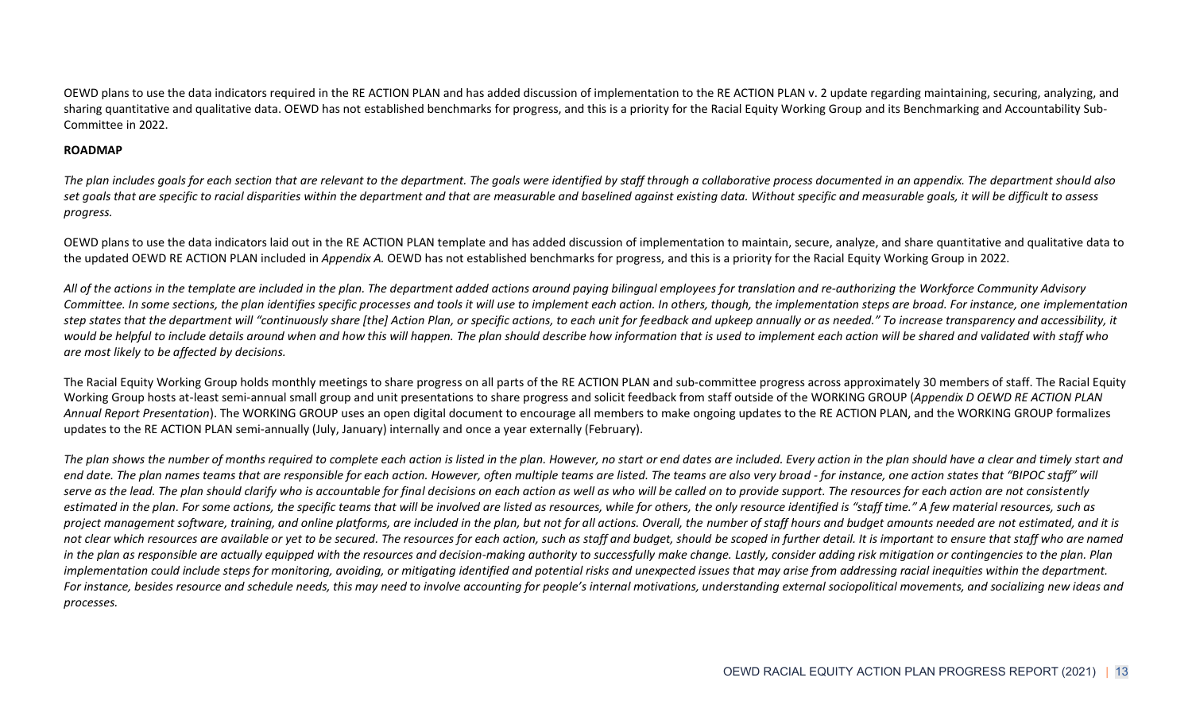OEWD plans to use the data indicators required in the RE ACTION PLAN and has added discussion of implementation to the RE ACTION PLAN v. 2 update regarding maintaining, securing, analyzing, and sharing quantitative and qualitative data. OEWD has not established benchmarks for progress, and this is a priority for the Racial Equity Working Group and its Benchmarking and Accountability Sub-Committee in 2022.

**ROADMAP**

*The plan includes goals for each section that are relevant to the department. The goals were identified by staff through a collaborative process documented in an appendix. The department should also set goals that are specific to racial disparities within the department and that are measurable and baselined against existing data. Without specific and measurable goals, it will be difficult to assess progress.*

OEWD plans to use the data indicators laid out in the RE ACTION PLAN template and has added discussion of implementation to maintain, secure, analyze, and share quantitative and qualitative data to the updated OEWD RE ACTION PLAN included in *Appendix A.* OEWD has not established benchmarks for progress, and this is a priority for the Racial Equity Working Group in 2022.

*All of the actions in the template are included in the plan. The department added actions around paying bilingual employees for translation and re-authorizing the Workforce Community Advisory Committee. In some sections, the plan identifies specific processes and tools it will use to implement each action. In others, though, the implementation steps are broad. For instance, one implementation step states that the department will "continuously share [the] Action Plan, or specific actions, to each unit for feedback and upkeep annually or as needed." To increase transparency and accessibility, it would be helpful to include details around when and how this will happen. The plan should describe how information that is used to implement each action will be shared and validated with staff who are most likely to be affected by decisions.*

The Racial Equity Working Group holds monthly meetings to share progress on all parts of the RE ACTION PLAN and sub-committee progress across approximately 30 members of staff. The Racial Equity Working Group hosts at-least semi-annual small group and unit presentations to share progress and solicit feedback from staff outside of the WORKING GROUP (*Appendix D OEWD RE ACTION PLAN Annual Report Presentation*). The WORKING GROUP uses an open digital document to encourage all members to make ongoing updates to the RE ACTION PLAN, and the WORKING GROUP formalizes updates to the RE ACTION PLAN semi-annually (July, January) internally and once a year externally (February).

*The plan shows the number of months required to complete each action is listed in the plan. However, no start or end dates are included. Every action in the plan should have a clear and timely start and end date. The plan names teams that are responsible for each action. However, often multiple teams are listed. The teams are also very broad - for instance, one action states that "BIPOC staff" will serve as the lead. The plan should clarify who is accountable for final decisions on each action as well as who will be called on to provide support. The resources for each action are not consistently estimated in the plan. For some actions, the specific teams that will be involved are listed as resources, while for others, the only resource identified is "staff time." A few material resources, such as project management software, training, and online platforms, are included in the plan, but not for all actions. Overall, the number of staff hours and budget amounts needed are not estimated, and it is not clear which resources are available or yet to be secured. The resources for each action, such as staff and budget, should be scoped in further detail. It is important to ensure that staff who are named in the plan as responsible are actually equipped with the resources and decision-making authority to successfully make change. Lastly, consider adding risk mitigation or contingencies to the plan. Plan implementation could include steps for monitoring, avoiding, or mitigating identified and potential risks and unexpected issues that may arise from addressing racial inequities within the department. For instance, besides resource and schedule needs, this may need to involve accounting for people's internal motivations, understanding external sociopolitical movements, and socializing new ideas and processes.*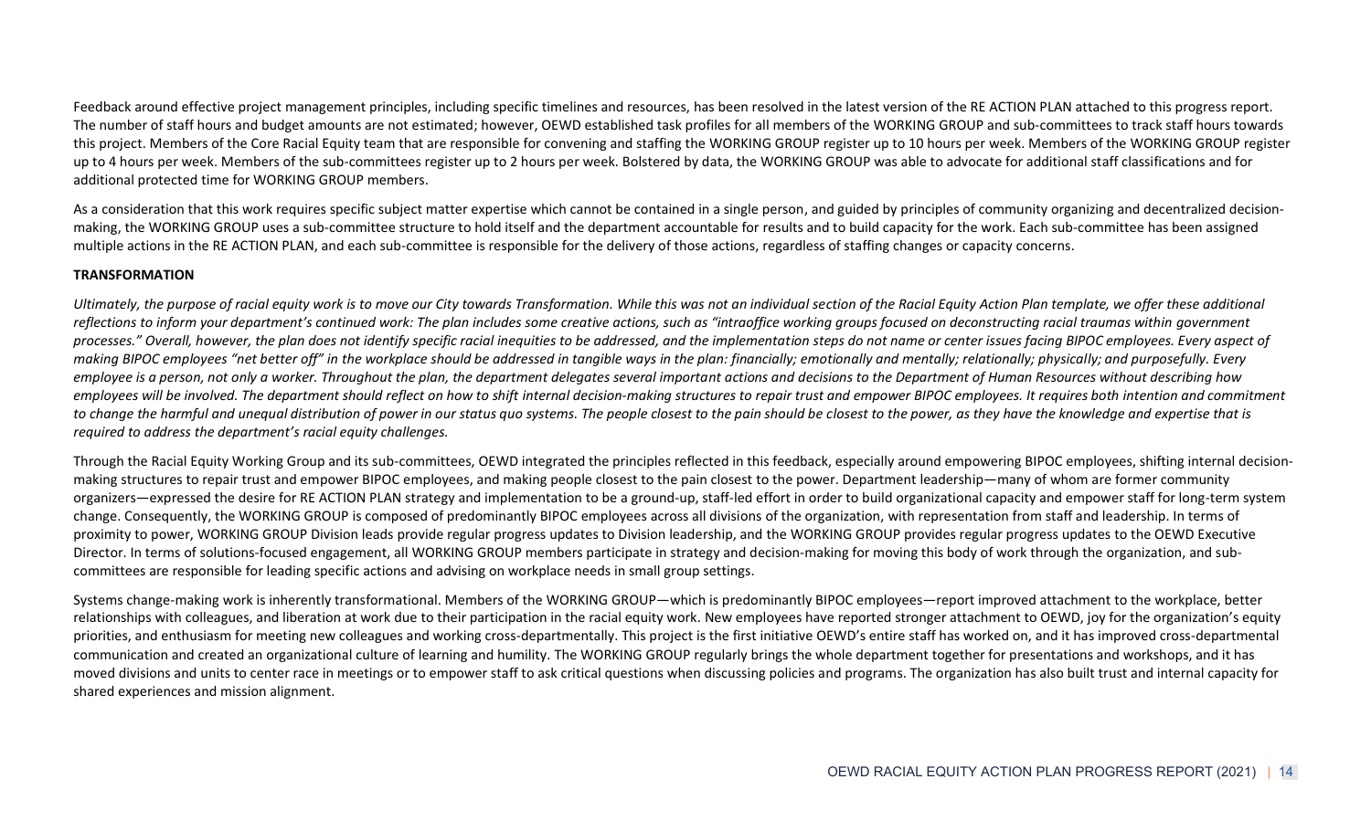Feedback around effective project management principles, including specific timelines and resources, has been resolved in the latest version of the RE ACTION PLAN attached to this progress report. The number of staff hours and budget amounts are not estimated; however, OEWD established task profiles for all members of the WORKING GROUP and sub-committees to track staff hours towards this project. Members of the Core Racial Equity team that are responsible for convening and staffing the WORKING GROUP register up to 10 hours per week. Members of the WORKING GROUP register up to 4 hours per week. Members of the sub-committees register up to 2 hours per week. Bolstered by data, the WORKING GROUP was able to advocate for additional staff classifications and for additional protected time for WORKING GROUP members.

As a consideration that this work requires specific subject matter expertise which cannot be contained in a single person, and guided by principles of community organizing and decentralized decision-making, the WORKING GROUP uses a sub-committee structure to hold itself and the department accountable for results and to build capacity for the work. Each sub-committee has been assigned multiple actions in the RE ACTION PLAN, and each sub-committee is responsible for the delivery of those actions, regardless of staffing changes or capacity concerns.

**TRANSFORMATION**

*Ultimately, the purpose of racial equity work is to move our City towards Transformation. While this was not an individual section of the Racial Equity Action Plan template, we offer these additional reflections to inform your department's continued work: The plan includes some creative actions, such as "intraoffice working groups focused on deconstructing racial traumas within government processes." Overall, however, the plan does not identify specific racial inequities to be addressed, and the implementation steps do not name or center issues facing BIPOC employees. Every aspect of making BIPOC employees "net better off" in the workplace should be addressed in tangible ways in the plan: financially; emotionally and mentally; relationally; physically; and purposefully. Every employee is a person, not only a worker. Throughout the plan, the department delegates several important actions and decisions to the Department of Human Resources without describing how employees will be involved. The department should reflect on how to shift internal decision-making structures to repair trust and empower BIPOC employees. It requires both intention and commitment to change the harmful and unequal distribution of power in our status quo systems. The people closest to the pain should be closest to the power, as they have the knowledge and expertise that is required to address the department's racial equity challenges.*

Through the Racial Equity Working Group and its sub-committees, OEWD integrated the principles reflected in this feedback, especially around empowering BIPOC employees, shifting internal decision-making structures to repair trust and empower BIPOC employees, and making people closest to the pain closest to the power. Department leadership—many of whom are former community organizers—expressed the desire for RE ACTION PLAN strategy and implementation to be a ground-up, staff-led effort in order to build organizational capacity and empower staff for long-term system change. Consequently, the WORKING GROUP is composed of predominantly BIPOC employees across all divisions of the organization, with representation from staff and leadership. In terms of proximity to power, WORKING GROUP Division leads provide regular progress updates to Division leadership, and the WORKING GROUP provides regular progress updates to the OEWD Executive Director. In terms of solutions-focused engagement, all WORKING GROUP members participate in strategy and decision-making for moving this body of work through the organization, and sub-committees are responsible for leading specific actions and advising on workplace needs in small group settings.

Systems change-making work is inherently transformational. Members of the WORKING GROUP—which is predominantly BIPOC employees—report improved attachment to the workplace, better relationships with colleagues, and liberation at work due to their participation in the racial equity work. New employees have reported stronger attachment to OEWD, joy for the organization's equity priorities, and enthusiasm for meeting new colleagues and working cross-departmentally. This project is the first initiative OEWD's entire staff has worked on, and it has improved cross-departmental communication and created an organizational culture of learning and humility. The WORKING GROUP regularly brings the whole department together for presentations and workshops, and it has moved divisions and units to center race in meetings or to empower staff to ask critical questions when discussing policies and programs. The organization has also built trust and internal capacity for shared experiences and mission alignment.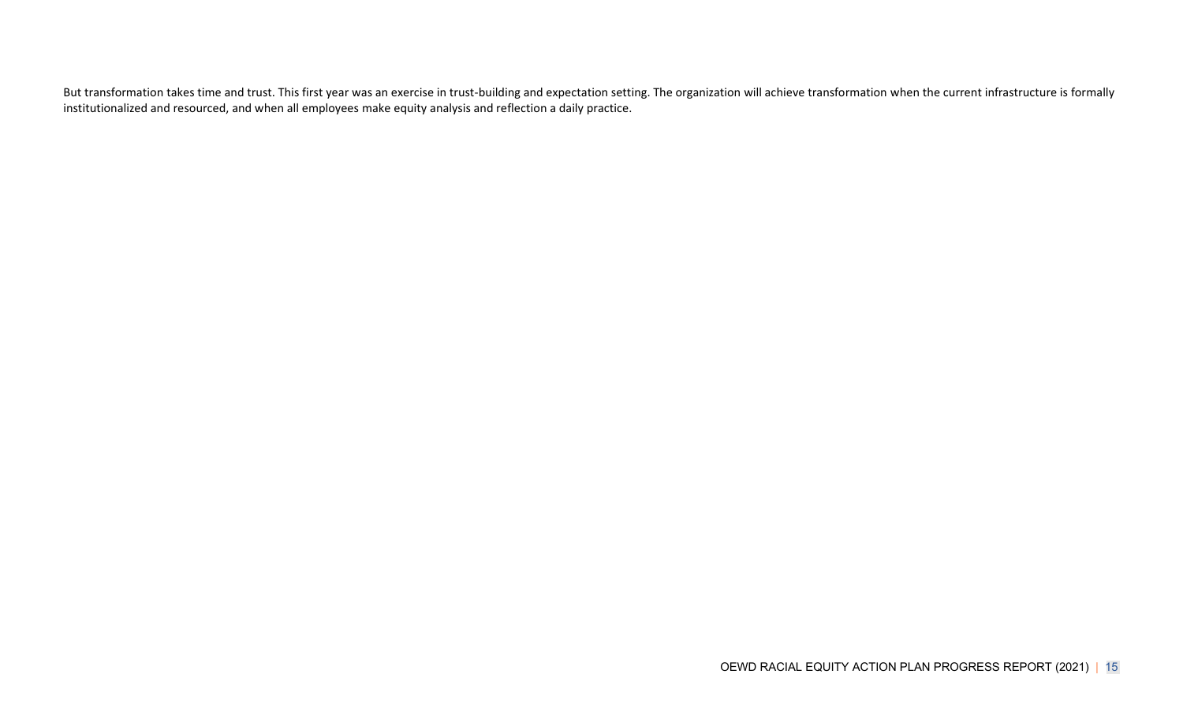But transformation takes time and trust. This first year was an exercise in trust-building and expectation setting. The organization will achieve transformation when the current infrastructure is formally institutionalized and resourced, and when all employees make equity analysis and reflection a daily practice.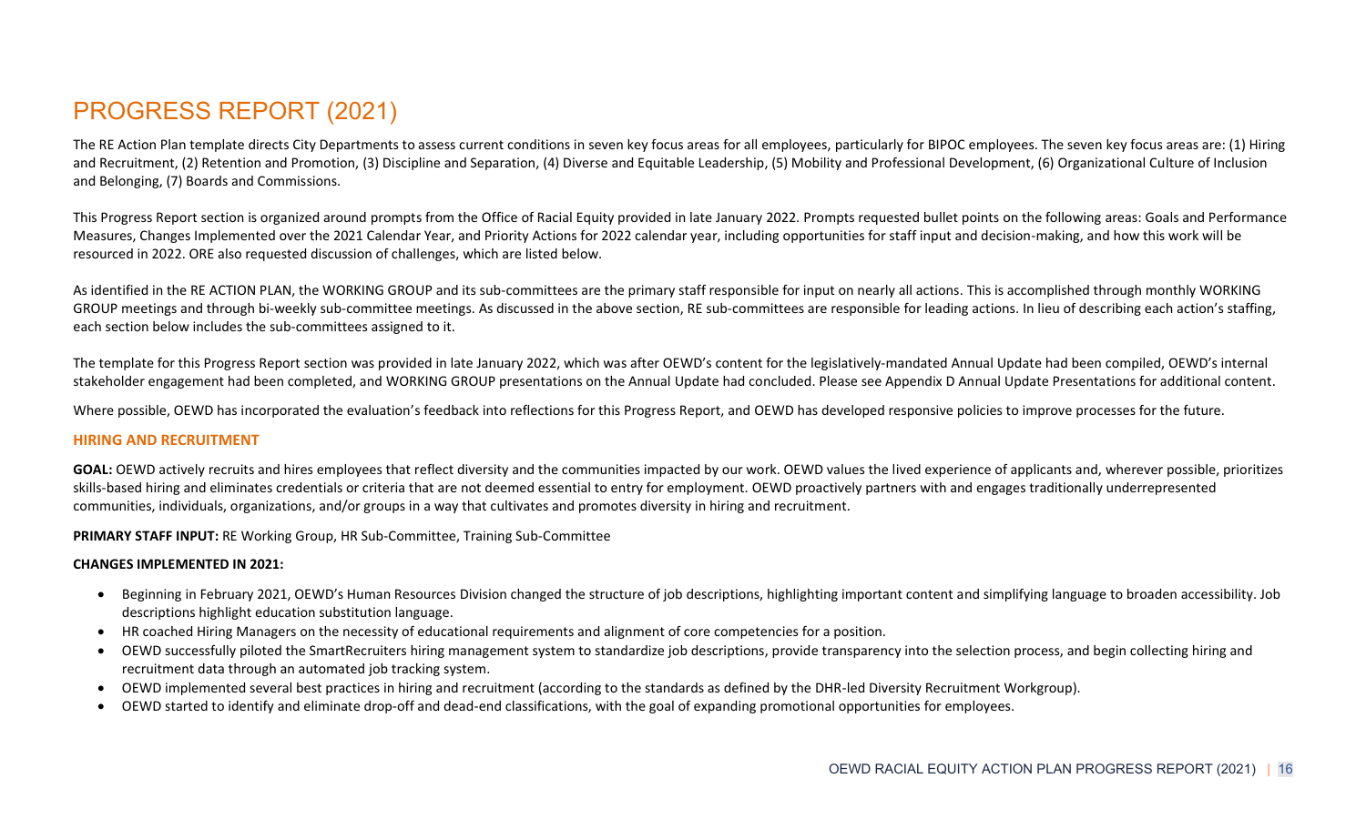# PROGRESS REPORT (2021)

The RE Action Plan template directs City Departments to assess current conditions in seven key focus areas for all employees, particularly for BIPOC employees. The seven key focus areas are: (1) Hiring and Recruitment, (2) Retention and Promotion, (3) Discipline and Separation, (4) Diverse and Equitable Leadership, (5) Mobility and Professional Development, (6) Organizational Culture of Inclusion and Belonging, (7) Boards and Commissions.

This Progress Report section is organized around prompts from the Office of Racial Equity provided in late January 2022. Prompts requested bullet points on the following areas: Goals and Performance Measures, Changes Implemented over the 2021 Calendar Year, and Priority Actions for 2022 calendar year, including opportunities for staff input and decision-making, and how this work will be resourced in 2022. ORE also requested discussion of challenges, which are listed below.

As identified in the RE ACTION PLAN, the WORKING GROUP and its sub-committees are the primary staff responsible for input on nearly all actions. This is accomplished through monthly WORKING GROUP meetings and through bi-weekly sub-committee meetings. As discussed in the above section, RE sub-committees are responsible for leading actions. In lieu of describing each action's staffing, each section below includes the sub-committees assigned to it.

The template for this Progress Report section was provided in late January 2022, which was after OEWD's content for the legislatively-mandated Annual Update had been compiled, OEWD's internal stakeholder engagement had been completed, and WORKING GROUP presentations on the Annual Update had concluded. Please see Appendix D Annual Update Presentations for additional content.

Where possible, OEWD has incorporated the evaluation's feedback into reflections for this Progress Report, and OEWD has developed responsive policies to improve processes for the future.

## HIRING AND RECRUITMENT

**GOAL:** OEWD actively recruits and hires employees that reflect diversity and the communities impacted by our work. OEWD values the lived experience of applicants and, wherever possible, prioritizes skills-based hiring and eliminates credentials or criteria that are not deemed essential to entry for employment. OEWD proactively partners with and engages traditionally underrepresented communities, individuals, organizations, and/or groups in a way that cultivates and promotes diversity in hiring and recruitment.

**PRIMARY STAFF INPUT:** RE Working Group, HR Sub-Committee, Training Sub-Committee

**CHANGES IMPLEMENTED IN 2021:**

- Beginning in February 2021, OEWD's Human Resources Division changed the structure of job descriptions, highlighting important content and simplifying language to broaden accessibility. Job descriptions highlight education substitution language.
- HR coached Hiring Managers on the necessity of educational requirements and alignment of core competencies for a position.
- OEWD successfully piloted the SmartRecruiters hiring management system to standardize job descriptions, provide transparency into the selection process, and begin collecting hiring and recruitment data through an automated job tracking system.
- OEWD implemented several best practices in hiring and recruitment (according to the standards as defined by the DHR-led Diversity Recruitment Workgroup).
- OEWD started to identify and eliminate drop-off and dead-end classifications, with the goal of expanding promotional opportunities for employees.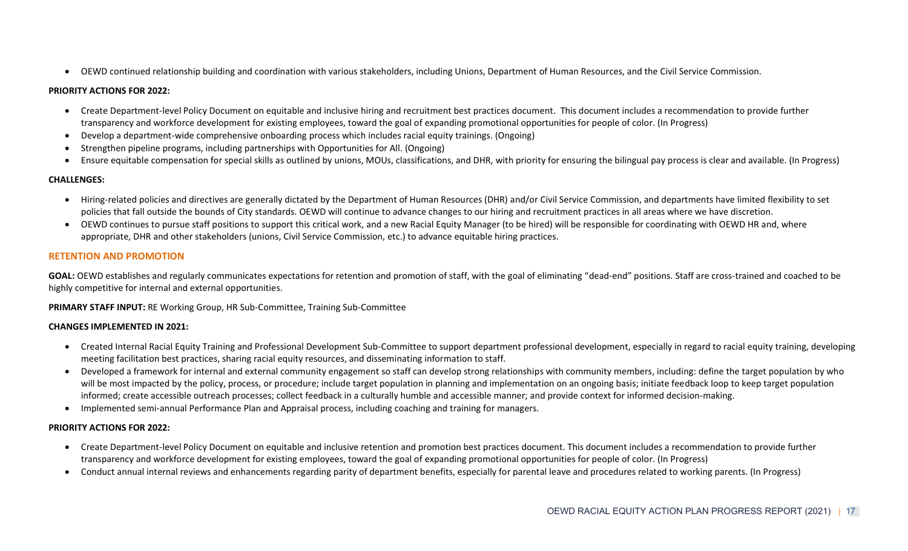- OEWD continued relationship building and coordination with various stakeholders, including Unions, Department of Human Resources, and the Civil Service Commission.

**PRIORITY ACTIONS FOR 2022:**

- Create Department-level Policy Document on equitable and inclusive hiring and recruitment best practices document. This document includes a recommendation to provide further transparency and workforce development for existing employees, toward the goal of expanding promotional opportunities for people of color. (In Progress)
- Develop a department-wide comprehensive onboarding process which includes racial equity trainings. (Ongoing)
- Strengthen pipeline programs, including partnerships with Opportunities for All. (Ongoing)
- Ensure equitable compensation for special skills as outlined by unions, MOUs, classifications, and DHR, with priority for ensuring the bilingual pay process is clear and available. (In Progress)

**CHALLENGES:**

- Hiring-related policies and directives are generally dictated by the Department of Human Resources (DHR) and/or Civil Service Commission, and departments have limited flexibility to set policies that fall outside the bounds of City standards. OEWD will continue to advance changes to our hiring and recruitment practices in all areas where we have discretion.
- OEWD continues to pursue staff positions to support this critical work, and a new Racial Equity Manager (to be hired) will be responsible for coordinating with OEWD HR and, where appropriate, DHR and other stakeholders (unions, Civil Service Commission, etc.) to advance equitable hiring practices.

## RETENTION AND PROMOTION

**GOAL:** OEWD establishes and regularly communicates expectations for retention and promotion of staff, with the goal of eliminating "dead-end" positions. Staff are cross-trained and coached to be highly competitive for internal and external opportunities.

**PRIMARY STAFF INPUT:** RE Working Group, HR Sub-Committee, Training Sub-Committee

**CHANGES IMPLEMENTED IN 2021:**

- Created Internal Racial Equity Training and Professional Development Sub-Committee to support department professional development, especially in regard to racial equity training, developing meeting facilitation best practices, sharing racial equity resources, and disseminating information to staff.
- Developed a framework for internal and external community engagement so staff can develop strong relationships with community members, including: define the target population by who will be most impacted by the policy, process, or procedure; include target population in planning and implementation on an ongoing basis; initiate feedback loop to keep target population informed; create accessible outreach processes; collect feedback in a culturally humble and accessible manner; and provide context for informed decision-making.
- Implemented semi-annual Performance Plan and Appraisal process, including coaching and training for managers.

**PRIORITY ACTIONS FOR 2022:**

- Create Department-level Policy Document on equitable and inclusive retention and promotion best practices document. This document includes a recommendation to provide further transparency and workforce development for existing employees, toward the goal of expanding promotional opportunities for people of color. (In Progress)
- Conduct annual internal reviews and enhancements regarding parity of department benefits, especially for parental leave and procedures related to working parents. (In Progress)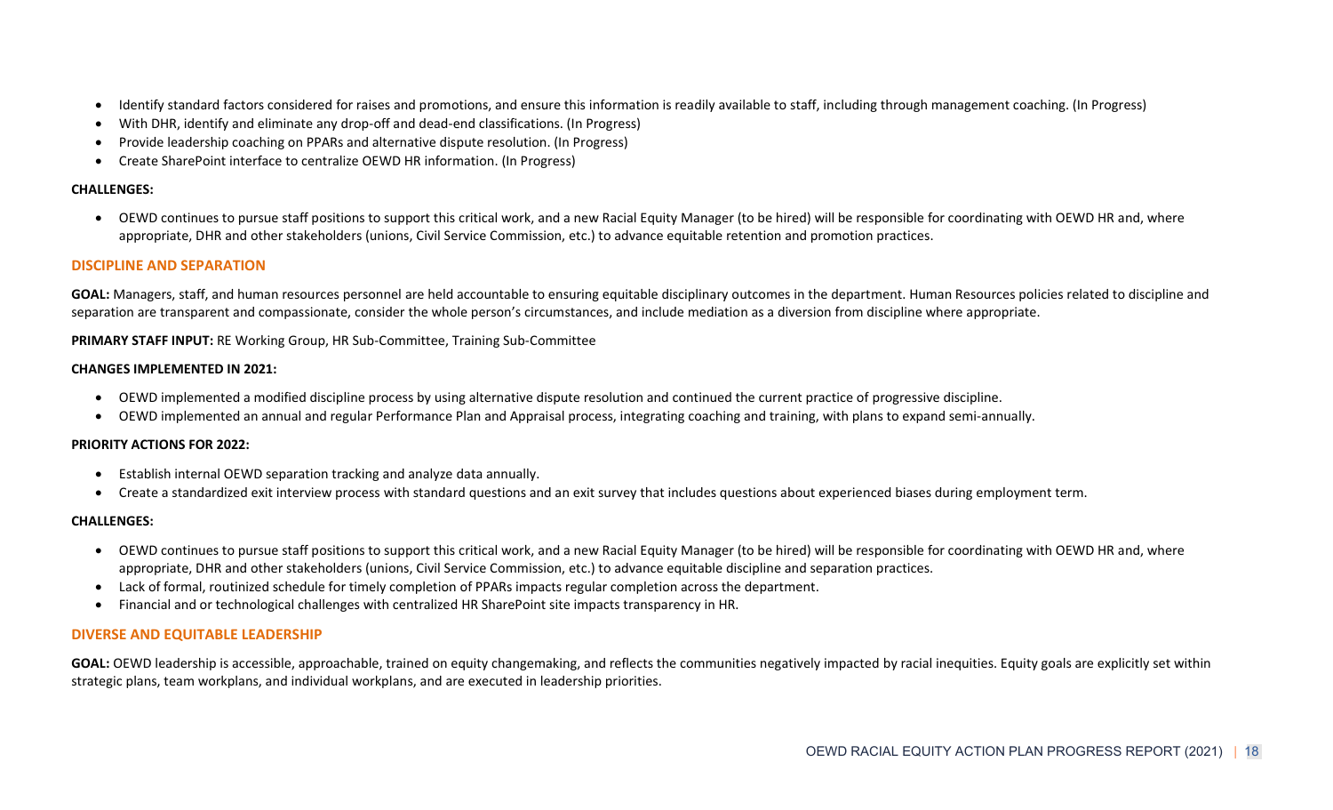- Identify standard factors considered for raises and promotions, and ensure this information is readily available to staff, including through management coaching. (In Progress)
- With DHR, identify and eliminate any drop-off and dead-end classifications. (In Progress)
- Provide leadership coaching on PPARs and alternative dispute resolution. (In Progress)
- Create SharePoint interface to centralize OEWD HR information. (In Progress)

**CHALLENGES:**

- OEWD continues to pursue staff positions to support this critical work, and a new Racial Equity Manager (to be hired) will be responsible for coordinating with OEWD HR and, where appropriate, DHR and other stakeholders (unions, Civil Service Commission, etc.) to advance equitable retention and promotion practices.

## DISCIPLINE AND SEPARATION

**GOAL:** Managers, staff, and human resources personnel are held accountable to ensuring equitable disciplinary outcomes in the department. Human Resources policies related to discipline and separation are transparent and compassionate, consider the whole person's circumstances, and include mediation as a diversion from discipline where appropriate.

**PRIMARY STAFF INPUT:** RE Working Group, HR Sub-Committee, Training Sub-Committee

**CHANGES IMPLEMENTED IN 2021:**

- OEWD implemented a modified discipline process by using alternative dispute resolution and continued the current practice of progressive discipline.
- OEWD implemented an annual and regular Performance Plan and Appraisal process, integrating coaching and training, with plans to expand semi-annually.

**PRIORITY ACTIONS FOR 2022:**

- Establish internal OEWD separation tracking and analyze data annually.
- Create a standardized exit interview process with standard questions and an exit survey that includes questions about experienced biases during employment term.

**CHALLENGES:**

- OEWD continues to pursue staff positions to support this critical work, and a new Racial Equity Manager (to be hired) will be responsible for coordinating with OEWD HR and, where appropriate, DHR and other stakeholders (unions, Civil Service Commission, etc.) to advance equitable discipline and separation practices.
- Lack of formal, routinized schedule for timely completion of PPARs impacts regular completion across the department.
- Financial and or technological challenges with centralized HR SharePoint site impacts transparency in HR.

## DIVERSE AND EQUITABLE LEADERSHIP

**GOAL:** OEWD leadership is accessible, approachable, trained on equity changemaking, and reflects the communities negatively impacted by racial inequities. Equity goals are explicitly set within strategic plans, team workplans, and individual workplans, and are executed in leadership priorities.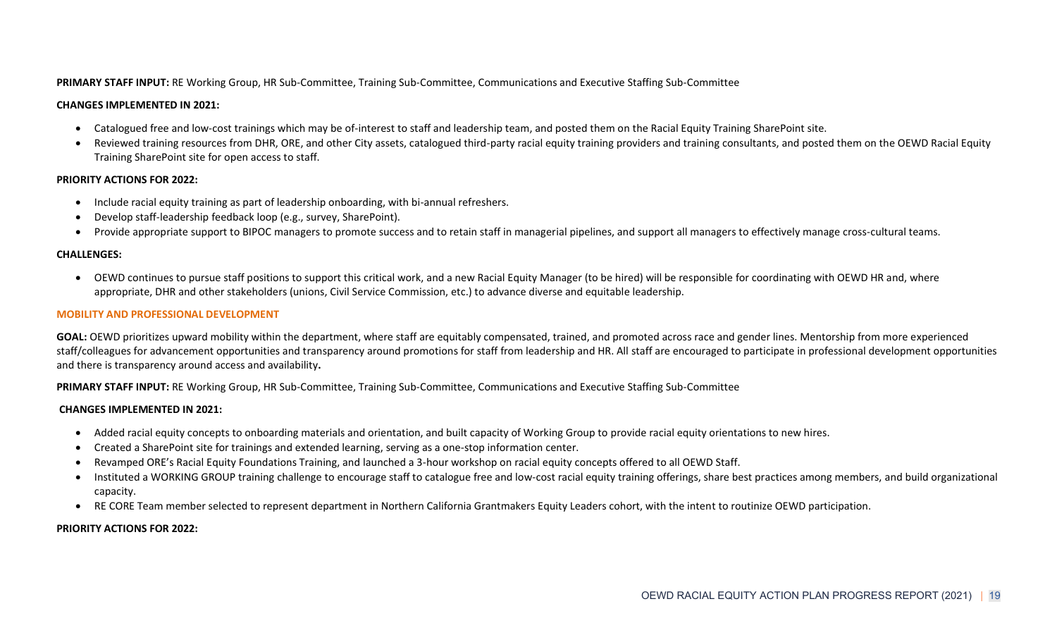**PRIMARY STAFF INPUT:** RE Working Group, HR Sub-Committee, Training Sub-Committee, Communications and Executive Staffing Sub-Committee

**CHANGES IMPLEMENTED IN 2021:**

- Catalogued free and low-cost trainings which may be of-interest to staff and leadership team, and posted them on the Racial Equity Training SharePoint site.
- Reviewed training resources from DHR, ORE, and other City assets, catalogued third-party racial equity training providers and training consultants, and posted them on the OEWD Racial Equity Training SharePoint site for open access to staff.

**PRIORITY ACTIONS FOR 2022:**

- Include racial equity training as part of leadership onboarding, with bi-annual refreshers.
- Develop staff-leadership feedback loop (e.g., survey, SharePoint).
- Provide appropriate support to BIPOC managers to promote success and to retain staff in managerial pipelines, and support all managers to effectively manage cross-cultural teams.

**CHALLENGES:**

- OEWD continues to pursue staff positions to support this critical work, and a new Racial Equity Manager (to be hired) will be responsible for coordinating with OEWD HR and, where appropriate, DHR and other stakeholders (unions, Civil Service Commission, etc.) to advance diverse and equitable leadership.

### MOBILITY AND PROFESSIONAL DEVELOPMENT

**GOAL:** OEWD prioritizes upward mobility within the department, where staff are equitably compensated, trained, and promoted across race and gender lines. Mentorship from more experienced staff/colleagues for advancement opportunities and transparency around promotions for staff from leadership and HR. All staff are encouraged to participate in professional development opportunities and there is transparency around access and availability**.**

**PRIMARY STAFF INPUT:** RE Working Group, HR Sub-Committee, Training Sub-Committee, Communications and Executive Staffing Sub-Committee

**CHANGES IMPLEMENTED IN 2021:**

- Added racial equity concepts to onboarding materials and orientation, and built capacity of Working Group to provide racial equity orientations to new hires.
- Created a SharePoint site for trainings and extended learning, serving as a one-stop information center.
- Revamped ORE's Racial Equity Foundations Training, and launched a 3-hour workshop on racial equity concepts offered to all OEWD Staff.
- Instituted a WORKING GROUP training challenge to encourage staff to catalogue free and low-cost racial equity training offerings, share best practices among members, and build organizational capacity.
- RE CORE Team member selected to represent department in Northern California Grantmakers Equity Leaders cohort, with the intent to routinize OEWD participation.

**PRIORITY ACTIONS FOR 2022:**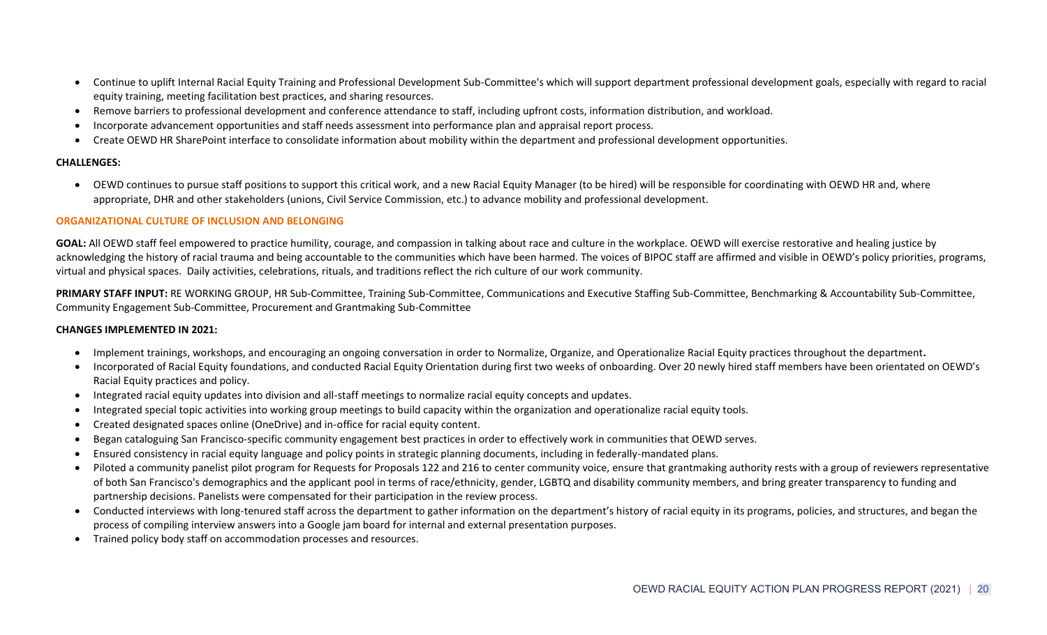- Continue to uplift Internal Racial Equity Training and Professional Development Sub-Committee's which will support department professional development goals, especially with regard to racial equity training, meeting facilitation best practices, and sharing resources.
- Remove barriers to professional development and conference attendance to staff, including upfront costs, information distribution, and workload.
- Incorporate advancement opportunities and staff needs assessment into performance plan and appraisal report process.
- Create OEWD HR SharePoint interface to consolidate information about mobility within the department and professional development opportunities.

**CHALLENGES:**

- OEWD continues to pursue staff positions to support this critical work, and a new Racial Equity Manager (to be hired) will be responsible for coordinating with OEWD HR and, where appropriate, DHR and other stakeholders (unions, Civil Service Commission, etc.) to advance mobility and professional development.

## ORGANIZATIONAL CULTURE OF INCLUSION AND BELONGING

**GOAL:** All OEWD staff feel empowered to practice humility, courage, and compassion in talking about race and culture in the workplace. OEWD will exercise restorative and healing justice by acknowledging the history of racial trauma and being accountable to the communities which have been harmed. The voices of BIPOC staff are affirmed and visible in OEWD's policy priorities, programs, virtual and physical spaces. Daily activities, celebrations, rituals, and traditions reflect the rich culture of our work community.

**PRIMARY STAFF INPUT:** RE WORKING GROUP, HR Sub-Committee, Training Sub-Committee, Communications and Executive Staffing Sub-Committee, Benchmarking & Accountability Sub-Committee, Community Engagement Sub-Committee, Procurement and Grantmaking Sub-Committee

**CHANGES IMPLEMENTED IN 2021:**

- Implement trainings, workshops, and encouraging an ongoing conversation in order to Normalize, Organize, and Operationalize Racial Equity practices throughout the department**.**
- Incorporated of Racial Equity foundations, and conducted Racial Equity Orientation during first two weeks of onboarding. Over 20 newly hired staff members have been orientated on OEWD's Racial Equity practices and policy.
- Integrated racial equity updates into division and all-staff meetings to normalize racial equity concepts and updates.
- Integrated special topic activities into working group meetings to build capacity within the organization and operationalize racial equity tools.
- Created designated spaces online (OneDrive) and in-office for racial equity content.
- Began cataloguing San Francisco-specific community engagement best practices in order to effectively work in communities that OEWD serves.
- Ensured consistency in racial equity language and policy points in strategic planning documents, including in federally-mandated plans.
- Piloted a community panelist pilot program for Requests for Proposals 122 and 216 to center community voice, ensure that grantmaking authority rests with a group of reviewers representative of both San Francisco's demographics and the applicant pool in terms of race/ethnicity, gender, LGBTQ and disability community members, and bring greater transparency to funding and partnership decisions. Panelists were compensated for their participation in the review process.
- Conducted interviews with long-tenured staff across the department to gather information on the department's history of racial equity in its programs, policies, and structures, and began the process of compiling interview answers into a Google jam board for internal and external presentation purposes.
- Trained policy body staff on accommodation processes and resources.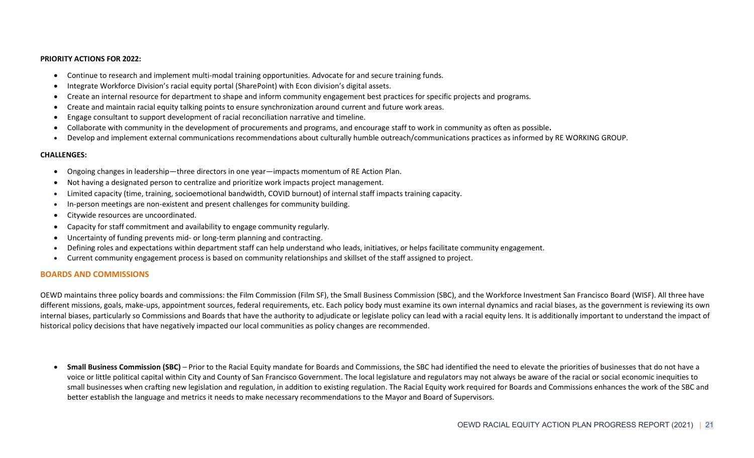**PRIORITY ACTIONS FOR 2022:**

- Continue to research and implement multi-modal training opportunities. Advocate for and secure training funds.
- Integrate Workforce Division's racial equity portal (SharePoint) with Econ division's digital assets.
- Create an internal resource for department to shape and inform community engagement best practices for specific projects and programs.
- Create and maintain racial equity talking points to ensure synchronization around current and future work areas.
- Engage consultant to support development of racial reconciliation narrative and timeline.
- Collaborate with community in the development of procurements and programs, and encourage staff to work in community as often as possible.
- Develop and implement external communications recommendations about culturally humble outreach/communications practices as informed by RE WORKING GROUP.

**CHALLENGES:**

- Ongoing changes in leadership—three directors in one year—impacts momentum of RE Action Plan.
- Not having a designated person to centralize and prioritize work impacts project management.
- Limited capacity (time, training, socioemotional bandwidth, COVID burnout) of internal staff impacts training capacity.
- In-person meetings are non-existent and present challenges for community building.
- Citywide resources are uncoordinated.
- Capacity for staff commitment and availability to engage community regularly.
- Uncertainty of funding prevents mid- or long-term planning and contracting.
- Defining roles and expectations within department staff can help understand who leads, initiatives, or helps facilitate community engagement.
- Current community engagement process is based on community relationships and skillset of the staff assigned to project.

## BOARDS AND COMMISSIONS

OEWD maintains three policy boards and commissions: the Film Commission (Film SF), the Small Business Commission (SBC), and the Workforce Investment San Francisco Board (WISF). All three have different missions, goals, make-ups, appointment sources, federal requirements, etc. Each policy body must examine its own internal dynamics and racial biases, as the government is reviewing its own internal biases, particularly so Commissions and Boards that have the authority to adjudicate or legislate policy can lead with a racial equity lens. It is additionally important to understand the impact of historical policy decisions that have negatively impacted our local communities as policy changes are recommended.

- **Small Business Commission (SBC)** – Prior to the Racial Equity mandate for Boards and Commissions, the SBC had identified the need to elevate the priorities of businesses that do not have a voice or little political capital within City and County of San Francisco Government. The local legislature and regulators may not always be aware of the racial or social economic inequities to small businesses when crafting new legislation and regulation, in addition to existing regulation. The Racial Equity work required for Boards and Commissions enhances the work of the SBC and better establish the language and metrics it needs to make necessary recommendations to the Mayor and Board of Supervisors.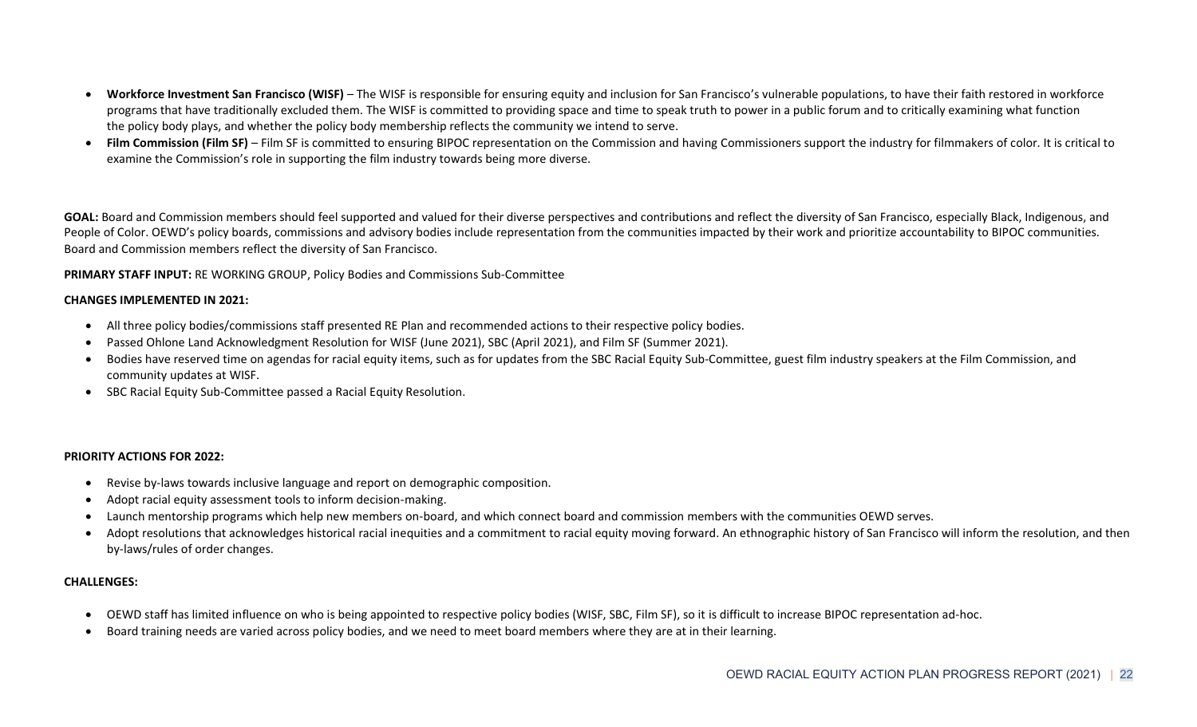- **Workforce Investment San Francisco (WISF)** – The WISF is responsible for ensuring equity and inclusion for San Francisco's vulnerable populations, to have their faith restored in workforce programs that have traditionally excluded them. The WISF is committed to providing space and time to speak truth to power in a public forum and to critically examining what function the policy body plays, and whether the policy body membership reflects the community we intend to serve.
- **Film Commission (Film SF)** – Film SF is committed to ensuring BIPOC representation on the Commission and having Commissioners support the industry for filmmakers of color. It is critical to examine the Commission's role in supporting the film industry towards being more diverse.

**GOAL:** Board and Commission members should feel supported and valued for their diverse perspectives and contributions and reflect the diversity of San Francisco, especially Black, Indigenous, and People of Color. OEWD's policy boards, commissions and advisory bodies include representation from the communities impacted by their work and prioritize accountability to BIPOC communities. Board and Commission members reflect the diversity of San Francisco.

**PRIMARY STAFF INPUT:** RE WORKING GROUP, Policy Bodies and Commissions Sub-Committee

**CHANGES IMPLEMENTED IN 2021:**

- All three policy bodies/commissions staff presented RE Plan and recommended actions to their respective policy bodies.
- Passed Ohlone Land Acknowledgment Resolution for WISF (June 2021), SBC (April 2021), and Film SF (Summer 2021).
- Bodies have reserved time on agendas for racial equity items, such as for updates from the SBC Racial Equity Sub-Committee, guest film industry speakers at the Film Commission, and community updates at WISF.
- SBC Racial Equity Sub-Committee passed a Racial Equity Resolution.

**PRIORITY ACTIONS FOR 2022:**

- Revise by-laws towards inclusive language and report on demographic composition.
- Adopt racial equity assessment tools to inform decision-making.
- Launch mentorship programs which help new members on-board, and which connect board and commission members with the communities OEWD serves.
- Adopt resolutions that acknowledges historical racial inequities and a commitment to racial equity moving forward. An ethnographic history of San Francisco will inform the resolution, and then by-laws/rules of order changes.

**CHALLENGES:**

- OEWD staff has limited influence on who is being appointed to respective policy bodies (WISF, SBC, Film SF), so it is difficult to increase BIPOC representation ad-hoc.
- Board training needs are varied across policy bodies, and we need to meet board members where they are at in their learning.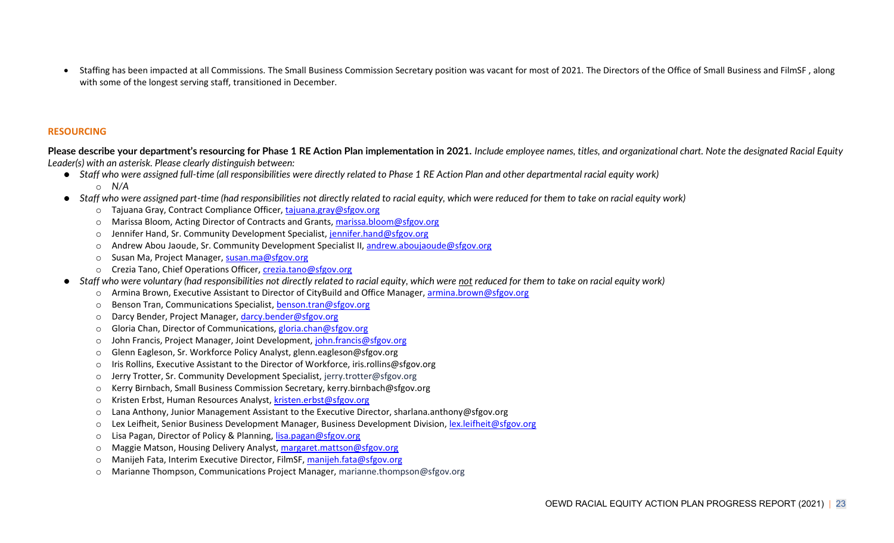- Staffing has been impacted at all Commissions. The Small Business Commission Secretary position was vacant for most of 2021. The Directors of the Office of Small Business and FilmSF , along with some of the longest serving staff, transitioned in December.

## RESOURCING

**Please describe your department's resourcing for Phase 1 RE Action Plan implementation in 2021.** *Include employee names, titles, and organizational chart. Note the designated Racial Equity Leader(s) with an asterisk. Please clearly distinguish between:*

- *Staff who were assigned full-time (all responsibilities were directly related to Phase 1 RE Action Plan and other departmental racial equity work)*
  - *N/A*
- *Staff who were assigned part-time (had responsibilities not directly related to racial equity, which were reduced for them to take on racial equity work)*
  - Tajuana Gray, Contract Compliance Officer, tajuana.gray@sfgov.org
  - Marissa Bloom, Acting Director of Contracts and Grants, marissa.bloom@sfgov.org
  - Jennifer Hand, Sr. Community Development Specialist, jennifer.hand@sfgov.org
  - Andrew Abou Jaoude, Sr. Community Development Specialist II, andrew.aboujaoude@sfgov.org
  - Susan Ma, Project Manager, susan.ma@sfgov.org
  - Crezia Tano, Chief Operations Officer, crezia.tano@sfgov.org
- *Staff who were voluntary (had responsibilities not directly related to racial equity, which were <u>not</u> reduced for them to take on racial equity work)*
  - Armina Brown, Executive Assistant to Director of CityBuild and Office Manager, armina.brown@sfgov.org
  - Benson Tran, Communications Specialist, benson.tran@sfgov.org
  - Darcy Bender, Project Manager, darcy.bender@sfgov.org
  - Gloria Chan, Director of Communications, gloria.chan@sfgov.org
  - John Francis, Project Manager, Joint Development, john.francis@sfgov.org
  - Glenn Eagleson, Sr. Workforce Policy Analyst, glenn.eagleson@sfgov.org
  - Iris Rollins, Executive Assistant to the Director of Workforce, iris.rollins@sfgov.org
  - Jerry Trotter, Sr. Community Development Specialist, jerry.trotter@sfgov.org
  - Kerry Birnbach, Small Business Commission Secretary, kerry.birnbach@sfgov.org
  - Kristen Erbst, Human Resources Analyst, kristen.erbst@sfgov.org
  - Lana Anthony, Junior Management Assistant to the Executive Director, sharlana.anthony@sfgov.org
  - Lex Leifheit, Senior Business Development Manager, Business Development Division, lex.leifheit@sfgov.org
  - Lisa Pagan, Director of Policy & Planning, lisa.pagan@sfgov.org
  - Maggie Matson, Housing Delivery Analyst, margaret.mattson@sfgov.org
  - Manijeh Fata, Interim Executive Director, FilmSF, manijeh.fata@sfgov.org
  - Marianne Thompson, Communications Project Manager, marianne.thompson@sfgov.org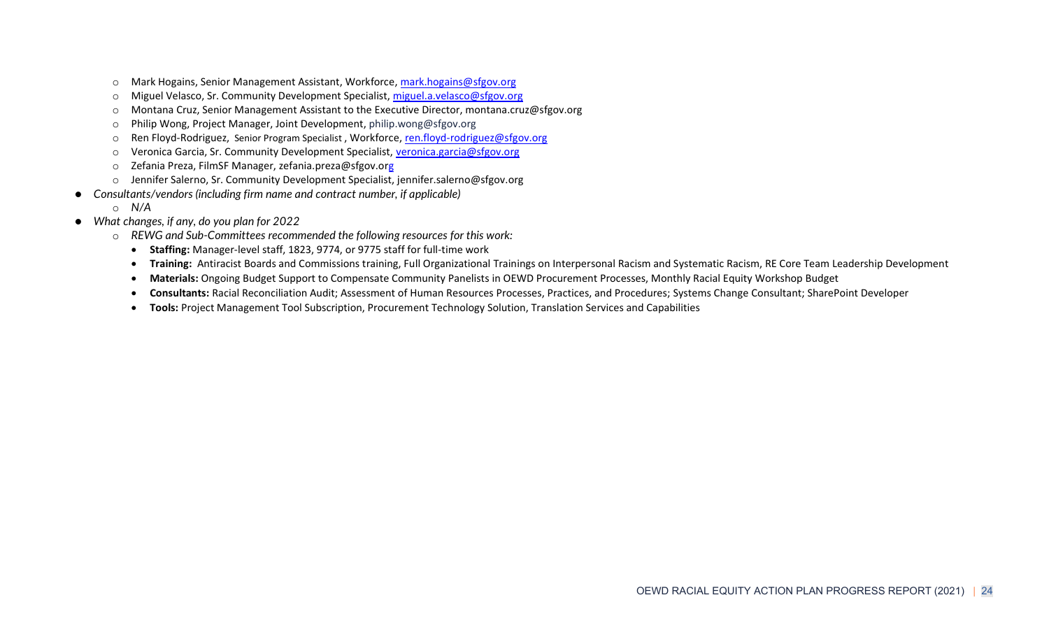- Mark Hogains, Senior Management Assistant, Workforce, mark.hogains@sfgov.org
  - Miguel Velasco, Sr. Community Development Specialist, miguel.a.velasco@sfgov.org
  - Montana Cruz, Senior Management Assistant to the Executive Director, montana.cruz@sfgov.org
  - Philip Wong, Project Manager, Joint Development, philip.wong@sfgov.org
  - Ren Floyd-Rodriguez, Senior Program Specialist , Workforce, ren.floyd-rodriguez@sfgov.org
  - Veronica Garcia, Sr. Community Development Specialist, veronica.garcia@sfgov.org
  - Zefania Preza, FilmSF Manager, zefania.preza@sfgov.org
  - Jennifer Salerno, Sr. Community Development Specialist, jennifer.salerno@sfgov.org
- *Consultants/vendors (including firm name and contract number, if applicable)*
  - *N/A*
- *What changes, if any, do you plan for 2022*
  - *REWG and Sub-Committees recommended the following resources for this work:*
    - **Staffing:** Manager-level staff, 1823, 9774, or 9775 staff for full-time work
    - **Training:** Antiracist Boards and Commissions training, Full Organizational Trainings on Interpersonal Racism and Systematic Racism, RE Core Team Leadership Development
    - **Materials:** Ongoing Budget Support to Compensate Community Panelists in OEWD Procurement Processes, Monthly Racial Equity Workshop Budget
    - **Consultants:** Racial Reconciliation Audit; Assessment of Human Resources Processes, Practices, and Procedures; Systems Change Consultant; SharePoint Developer
    - **Tools:** Project Management Tool Subscription, Procurement Technology Solution, Translation Services and Capabilities